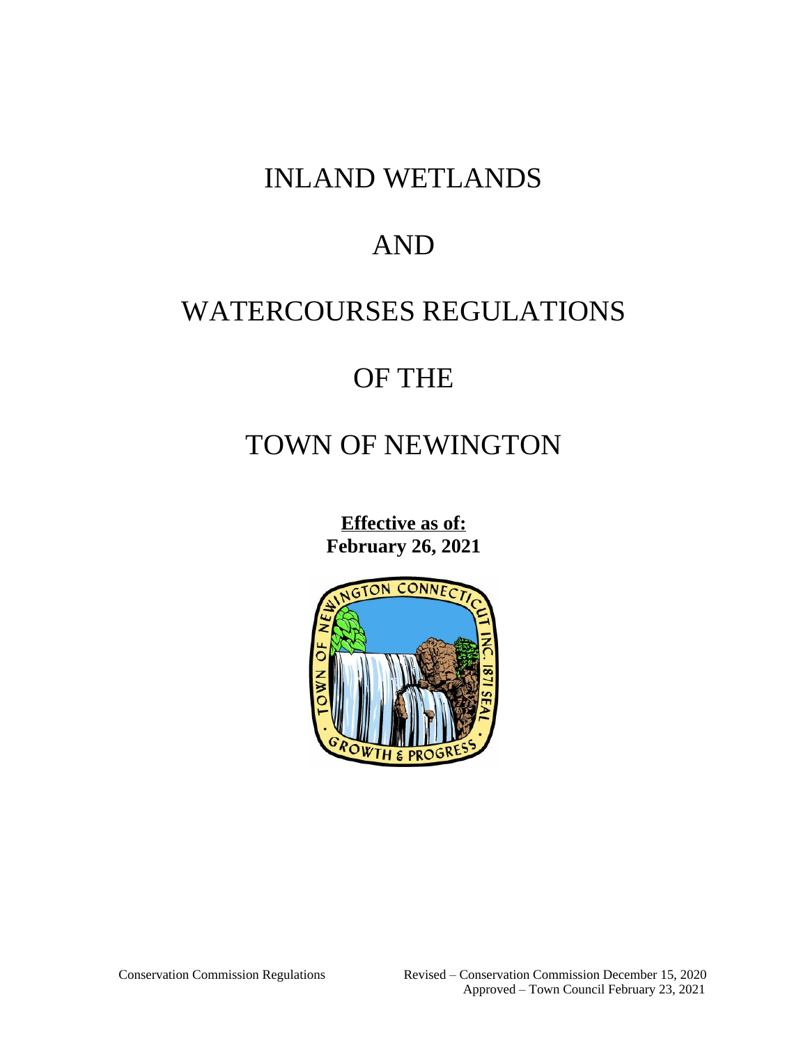# INLAND WETLANDS

# AND

# WATERCOURSES REGULATIONS

# OF THE

# TOWN OF NEWINGTON

**Effective as of:**
**February 26, 2021**

Conservation Commission Regulations

Revised – Conservation Commission December 15, 2020
Approved – Town Council February 23, 2021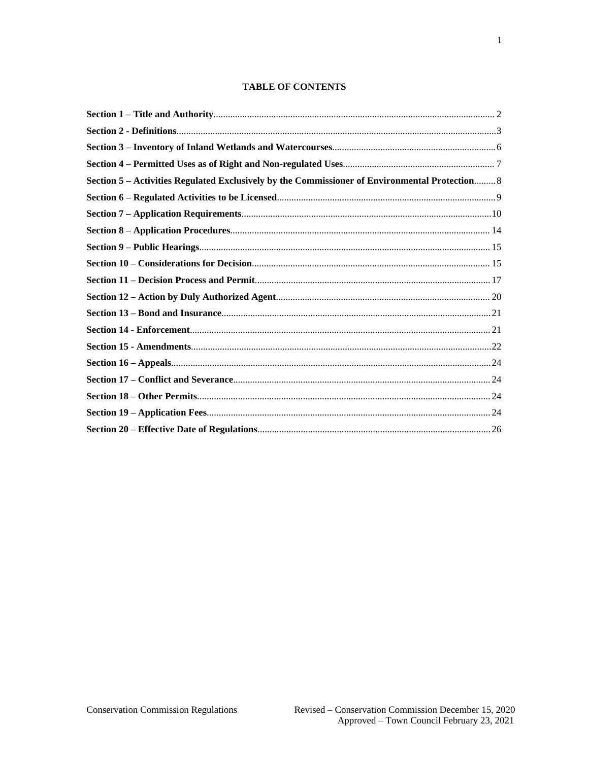# TABLE OF CONTENTS

**Section 1 – Title and Authority** .......... 2
**Section 2 - Definitions** .......... 3
**Section 3 – Inventory of Inland Wetlands and Watercourses** .......... 6
**Section 4 – Permitted Uses as of Right and Non-regulated Uses** .......... 7
**Section 5 – Activities Regulated Exclusively by the Commissioner of Environmental Protection** .......... 8
**Section 6 – Regulated Activities to be Licensed** .......... 9
**Section 7 – Application Requirements** .......... 10
**Section 8 – Application Procedures** .......... 14
**Section 9 – Public Hearings** .......... 15
**Section 10 – Considerations for Decision** .......... 15
**Section 11 – Decision Process and Permit** .......... 17
**Section 12 – Action by Duly Authorized Agent** .......... 20
**Section 13 – Bond and Insurance** .......... 21
**Section 14 - Enforcement** .......... 21
**Section 15 - Amendments** .......... 22
**Section 16 – Appeals** .......... 24
**Section 17 – Conflict and Severance** .......... 24
**Section 18 – Other Permits** .......... 24
**Section 19 – Application Fees** .......... 24
**Section 20 – Effective Date of Regulations** .......... 26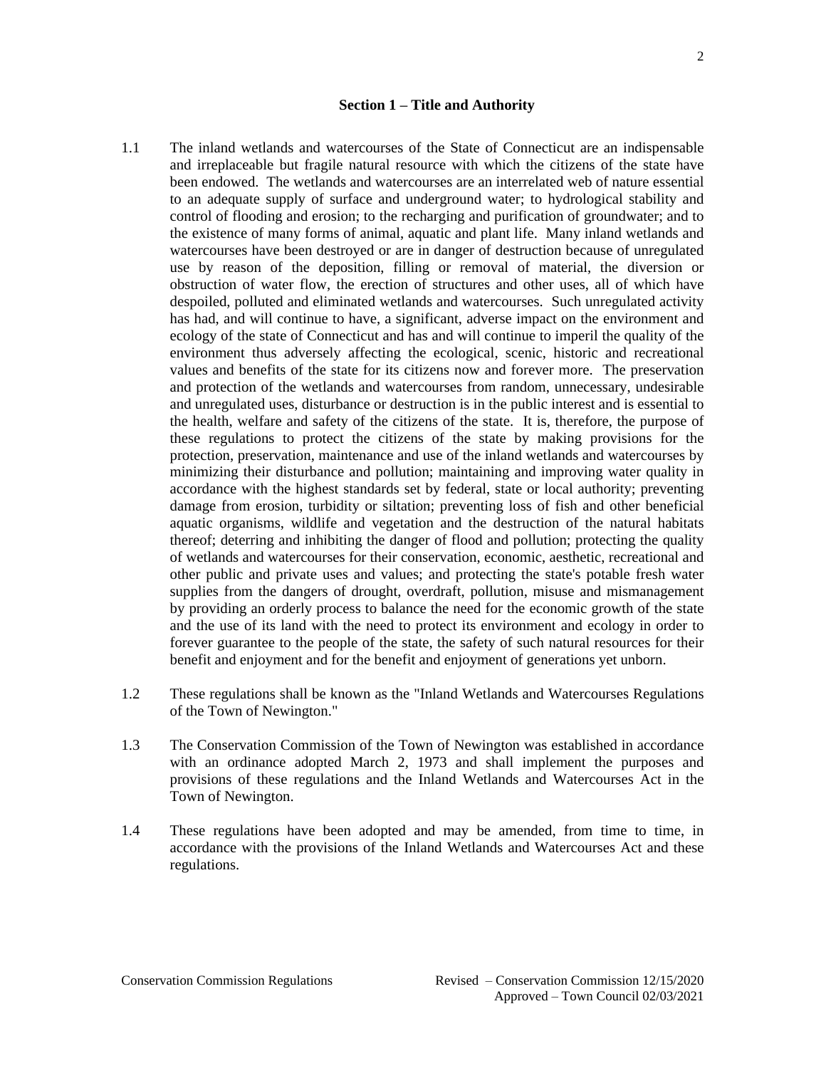## Section 1 – Title and Authority

1.1 The inland wetlands and watercourses of the State of Connecticut are an indispensable and irreplaceable but fragile natural resource with which the citizens of the state have been endowed. The wetlands and watercourses are an interrelated web of nature essential to an adequate supply of surface and underground water; to hydrological stability and control of flooding and erosion; to the recharging and purification of groundwater; and to the existence of many forms of animal, aquatic and plant life. Many inland wetlands and watercourses have been destroyed or are in danger of destruction because of unregulated use by reason of the deposition, filling or removal of material, the diversion or obstruction of water flow, the erection of structures and other uses, all of which have despoiled, polluted and eliminated wetlands and watercourses. Such unregulated activity has had, and will continue to have, a significant, adverse impact on the environment and ecology of the state of Connecticut and has and will continue to imperil the quality of the environment thus adversely affecting the ecological, scenic, historic and recreational values and benefits of the state for its citizens now and forever more. The preservation and protection of the wetlands and watercourses from random, unnecessary, undesirable and unregulated uses, disturbance or destruction is in the public interest and is essential to the health, welfare and safety of the citizens of the state. It is, therefore, the purpose of these regulations to protect the citizens of the state by making provisions for the protection, preservation, maintenance and use of the inland wetlands and watercourses by minimizing their disturbance and pollution; maintaining and improving water quality in accordance with the highest standards set by federal, state or local authority; preventing damage from erosion, turbidity or siltation; preventing loss of fish and other beneficial aquatic organisms, wildlife and vegetation and the destruction of the natural habitats thereof; deterring and inhibiting the danger of flood and pollution; protecting the quality of wetlands and watercourses for their conservation, economic, aesthetic, recreational and other public and private uses and values; and protecting the state's potable fresh water supplies from the dangers of drought, overdraft, pollution, misuse and mismanagement by providing an orderly process to balance the need for the economic growth of the state and the use of its land with the need to protect its environment and ecology in order to forever guarantee to the people of the state, the safety of such natural resources for their benefit and enjoyment and for the benefit and enjoyment of generations yet unborn.

1.2 These regulations shall be known as the "Inland Wetlands and Watercourses Regulations of the Town of Newington."

1.3 The Conservation Commission of the Town of Newington was established in accordance with an ordinance adopted March 2, 1973 and shall implement the purposes and provisions of these regulations and the Inland Wetlands and Watercourses Act in the Town of Newington.

1.4 These regulations have been adopted and may be amended, from time to time, in accordance with the provisions of the Inland Wetlands and Watercourses Act and these regulations.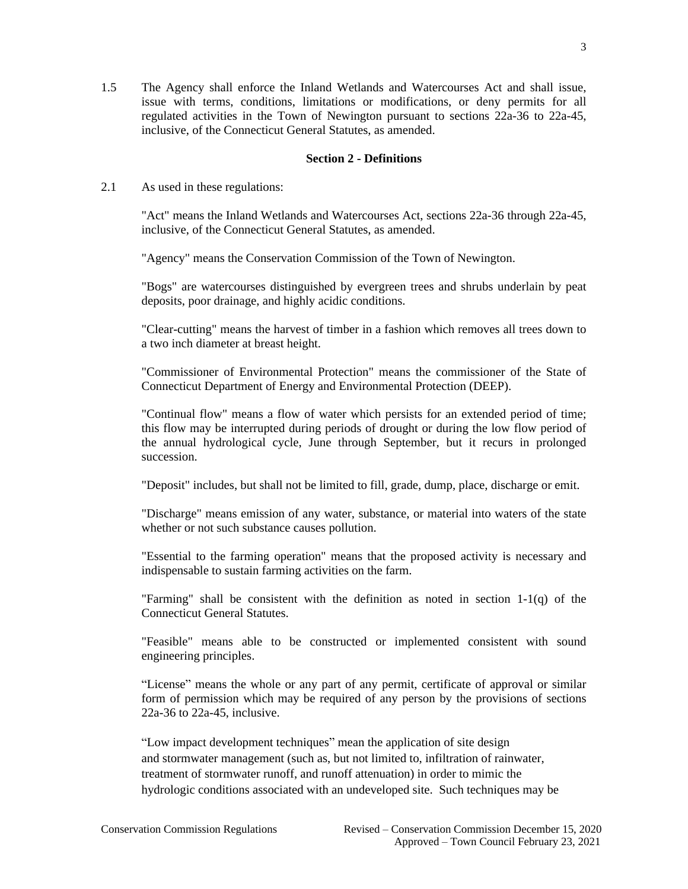1.5 The Agency shall enforce the Inland Wetlands and Watercourses Act and shall issue, issue with terms, conditions, limitations or modifications, or deny permits for all regulated activities in the Town of Newington pursuant to sections 22a-36 to 22a-45, inclusive, of the Connecticut General Statutes, as amended.

## Section 2 - Definitions

2.1 As used in these regulations:

"Act" means the Inland Wetlands and Watercourses Act, sections 22a-36 through 22a-45, inclusive, of the Connecticut General Statutes, as amended.

"Agency" means the Conservation Commission of the Town of Newington.

"Bogs" are watercourses distinguished by evergreen trees and shrubs underlain by peat deposits, poor drainage, and highly acidic conditions.

"Clear-cutting" means the harvest of timber in a fashion which removes all trees down to a two inch diameter at breast height.

"Commissioner of Environmental Protection" means the commissioner of the State of Connecticut Department of Energy and Environmental Protection (DEEP).

"Continual flow" means a flow of water which persists for an extended period of time; this flow may be interrupted during periods of drought or during the low flow period of the annual hydrological cycle, June through September, but it recurs in prolonged succession.

"Deposit" includes, but shall not be limited to fill, grade, dump, place, discharge or emit.

"Discharge" means emission of any water, substance, or material into waters of the state whether or not such substance causes pollution.

"Essential to the farming operation" means that the proposed activity is necessary and indispensable to sustain farming activities on the farm.

"Farming" shall be consistent with the definition as noted in section 1-1(q) of the Connecticut General Statutes.

"Feasible" means able to be constructed or implemented consistent with sound engineering principles.

"License" means the whole or any part of any permit, certificate of approval or similar form of permission which may be required of any person by the provisions of sections 22a-36 to 22a-45, inclusive.

"Low impact development techniques" mean the application of site design and stormwater management (such as, but not limited to, infiltration of rainwater, treatment of stormwater runoff, and runoff attenuation) in order to mimic the hydrologic conditions associated with an undeveloped site. Such techniques may be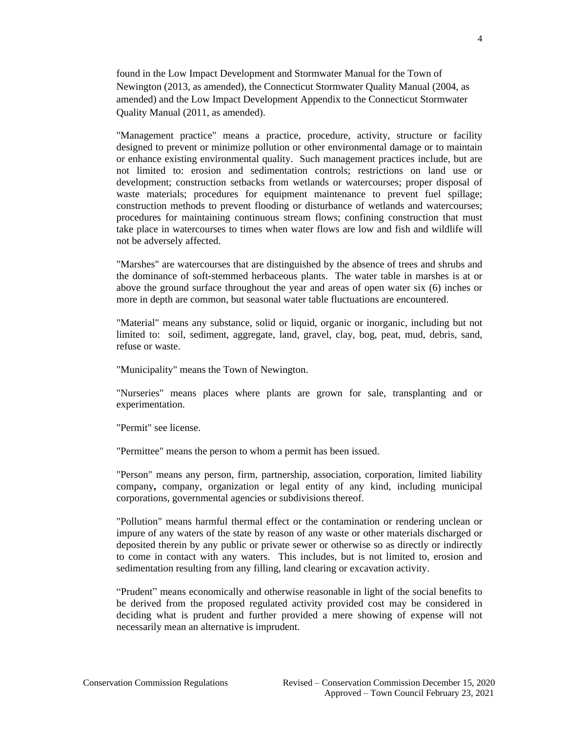found in the Low Impact Development and Stormwater Manual for the Town of Newington (2013, as amended), the Connecticut Stormwater Quality Manual (2004, as amended) and the Low Impact Development Appendix to the Connecticut Stormwater Quality Manual (2011, as amended).

"Management practice" means a practice, procedure, activity, structure or facility designed to prevent or minimize pollution or other environmental damage or to maintain or enhance existing environmental quality. Such management practices include, but are not limited to: erosion and sedimentation controls; restrictions on land use or development; construction setbacks from wetlands or watercourses; proper disposal of waste materials; procedures for equipment maintenance to prevent fuel spillage; construction methods to prevent flooding or disturbance of wetlands and watercourses; procedures for maintaining continuous stream flows; confining construction that must take place in watercourses to times when water flows are low and fish and wildlife will not be adversely affected.

"Marshes" are watercourses that are distinguished by the absence of trees and shrubs and the dominance of soft-stemmed herbaceous plants. The water table in marshes is at or above the ground surface throughout the year and areas of open water six (6) inches or more in depth are common, but seasonal water table fluctuations are encountered.

"Material" means any substance, solid or liquid, organic or inorganic, including but not limited to: soil, sediment, aggregate, land, gravel, clay, bog, peat, mud, debris, sand, refuse or waste.

"Municipality" means the Town of Newington.

"Nurseries" means places where plants are grown for sale, transplanting and or experimentation.

"Permit" see license.

"Permittee" means the person to whom a permit has been issued.

"Person" means any person, firm, partnership, association, corporation, limited liability company**,** company, organization or legal entity of any kind, including municipal corporations, governmental agencies or subdivisions thereof.

"Pollution" means harmful thermal effect or the contamination or rendering unclean or impure of any waters of the state by reason of any waste or other materials discharged or deposited therein by any public or private sewer or otherwise so as directly or indirectly to come in contact with any waters. This includes, but is not limited to, erosion and sedimentation resulting from any filling, land clearing or excavation activity.

“Prudent” means economically and otherwise reasonable in light of the social benefits to be derived from the proposed regulated activity provided cost may be considered in deciding what is prudent and further provided a mere showing of expense will not necessarily mean an alternative is imprudent.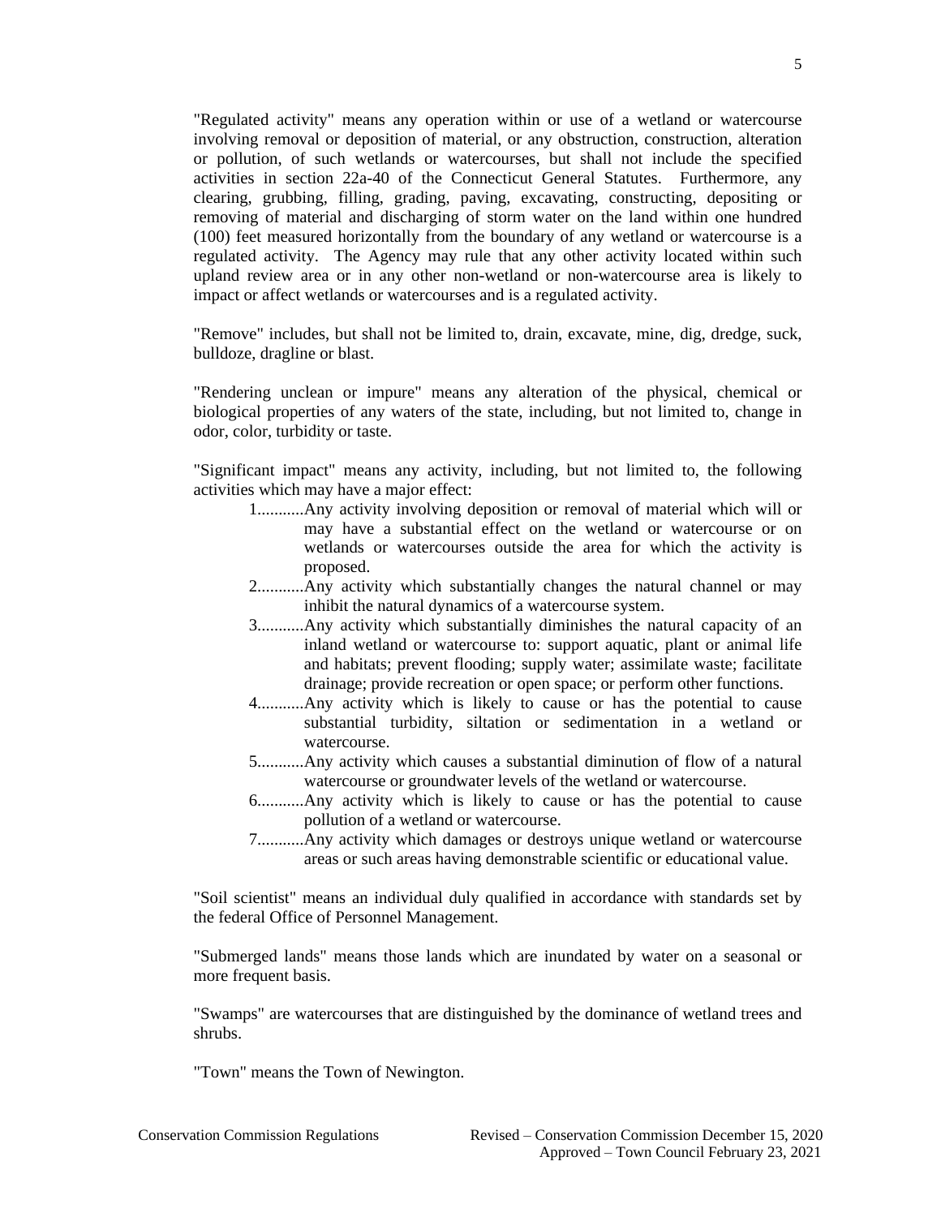"Regulated activity" means any operation within or use of a wetland or watercourse involving removal or deposition of material, or any obstruction, construction, alteration or pollution, of such wetlands or watercourses, but shall not include the specified activities in section 22a-40 of the Connecticut General Statutes. Furthermore, any clearing, grubbing, filling, grading, paving, excavating, constructing, depositing or removing of material and discharging of storm water on the land within one hundred (100) feet measured horizontally from the boundary of any wetland or watercourse is a regulated activity. The Agency may rule that any other activity located within such upland review area or in any other non-wetland or non-watercourse area is likely to impact or affect wetlands or watercourses and is a regulated activity.

"Remove" includes, but shall not be limited to, drain, excavate, mine, dig, dredge, suck, bulldoze, dragline or blast.

"Rendering unclean or impure" means any alteration of the physical, chemical or biological properties of any waters of the state, including, but not limited to, change in odor, color, turbidity or taste.

"Significant impact" means any activity, including, but not limited to, the following activities which may have a major effect:

1. ...........Any activity involving deposition or removal of material which will or may have a substantial effect on the wetland or watercourse or on wetlands or watercourses outside the area for which the activity is proposed.
2. ...........Any activity which substantially changes the natural channel or may inhibit the natural dynamics of a watercourse system.
3. ...........Any activity which substantially diminishes the natural capacity of an inland wetland or watercourse to: support aquatic, plant or animal life and habitats; prevent flooding; supply water; assimilate waste; facilitate drainage; provide recreation or open space; or perform other functions.
4. ...........Any activity which is likely to cause or has the potential to cause substantial turbidity, siltation or sedimentation in a wetland or watercourse.
5. ...........Any activity which causes a substantial diminution of flow of a natural watercourse or groundwater levels of the wetland or watercourse.
6. ...........Any activity which is likely to cause or has the potential to cause pollution of a wetland or watercourse.
7. ...........Any activity which damages or destroys unique wetland or watercourse areas or such areas having demonstrable scientific or educational value.

"Soil scientist" means an individual duly qualified in accordance with standards set by the federal Office of Personnel Management.

"Submerged lands" means those lands which are inundated by water on a seasonal or more frequent basis.

"Swamps" are watercourses that are distinguished by the dominance of wetland trees and shrubs.

"Town" means the Town of Newington.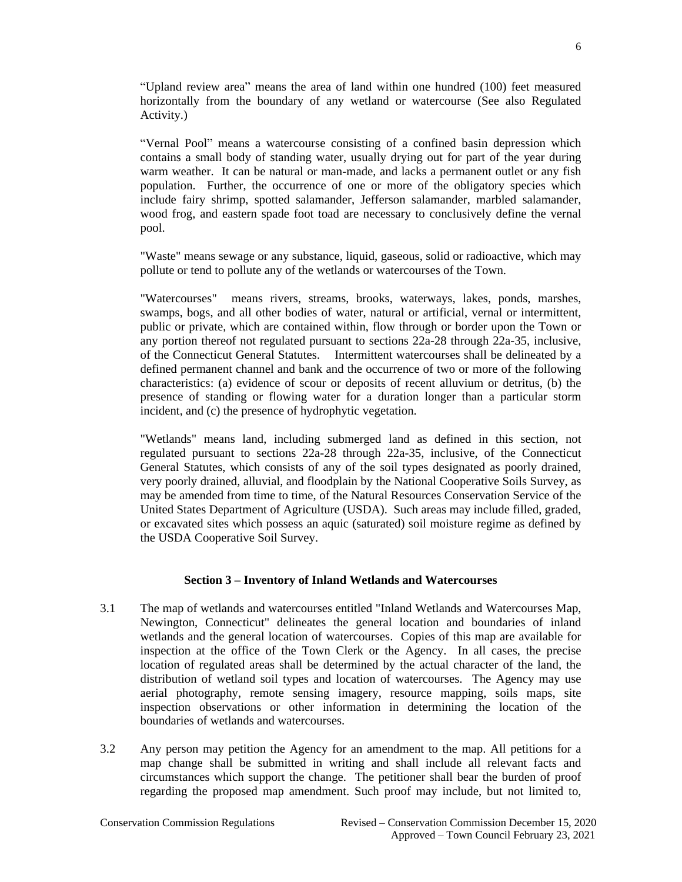"Upland review area" means the area of land within one hundred (100) feet measured horizontally from the boundary of any wetland or watercourse (See also Regulated Activity.)

"Vernal Pool" means a watercourse consisting of a confined basin depression which contains a small body of standing water, usually drying out for part of the year during warm weather. It can be natural or man-made, and lacks a permanent outlet or any fish population. Further, the occurrence of one or more of the obligatory species which include fairy shrimp, spotted salamander, Jefferson salamander, marbled salamander, wood frog, and eastern spade foot toad are necessary to conclusively define the vernal pool.

"Waste" means sewage or any substance, liquid, gaseous, solid or radioactive, which may pollute or tend to pollute any of the wetlands or watercourses of the Town.

"Watercourses" means rivers, streams, brooks, waterways, lakes, ponds, marshes, swamps, bogs, and all other bodies of water, natural or artificial, vernal or intermittent, public or private, which are contained within, flow through or border upon the Town or any portion thereof not regulated pursuant to sections 22a-28 through 22a-35, inclusive, of the Connecticut General Statutes. Intermittent watercourses shall be delineated by a defined permanent channel and bank and the occurrence of two or more of the following characteristics: (a) evidence of scour or deposits of recent alluvium or detritus, (b) the presence of standing or flowing water for a duration longer than a particular storm incident, and (c) the presence of hydrophytic vegetation.

"Wetlands" means land, including submerged land as defined in this section, not regulated pursuant to sections 22a-28 through 22a-35, inclusive, of the Connecticut General Statutes, which consists of any of the soil types designated as poorly drained, very poorly drained, alluvial, and floodplain by the National Cooperative Soils Survey, as may be amended from time to time, of the Natural Resources Conservation Service of the United States Department of Agriculture (USDA). Such areas may include filled, graded, or excavated sites which possess an aquic (saturated) soil moisture regime as defined by the USDA Cooperative Soil Survey.

## Section 3 – Inventory of Inland Wetlands and Watercourses

3.1 The map of wetlands and watercourses entitled "Inland Wetlands and Watercourses Map, Newington, Connecticut" delineates the general location and boundaries of inland wetlands and the general location of watercourses. Copies of this map are available for inspection at the office of the Town Clerk or the Agency. In all cases, the precise location of regulated areas shall be determined by the actual character of the land, the distribution of wetland soil types and location of watercourses. The Agency may use aerial photography, remote sensing imagery, resource mapping, soils maps, site inspection observations or other information in determining the location of the boundaries of wetlands and watercourses.

3.2 Any person may petition the Agency for an amendment to the map. All petitions for a map change shall be submitted in writing and shall include all relevant facts and circumstances which support the change. The petitioner shall bear the burden of proof regarding the proposed map amendment. Such proof may include, but not limited to,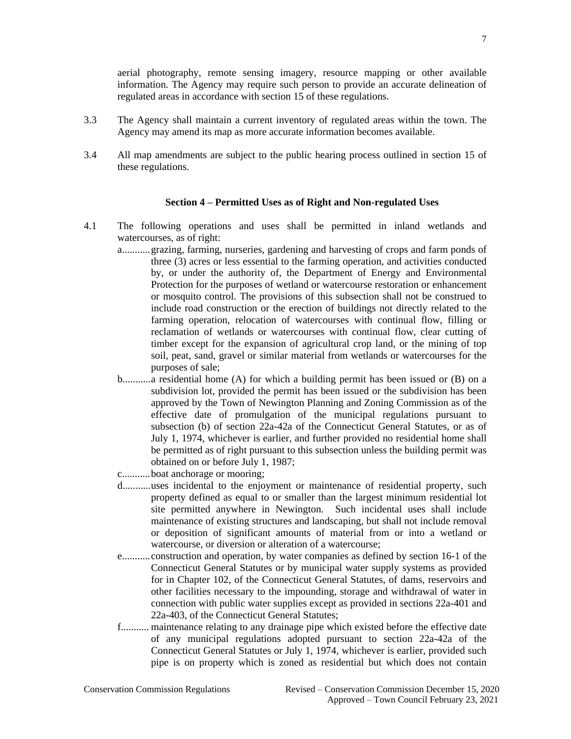aerial photography, remote sensing imagery, resource mapping or other available information. The Agency may require such person to provide an accurate delineation of regulated areas in accordance with section 15 of these regulations.

3.3 The Agency shall maintain a current inventory of regulated areas within the town. The Agency may amend its map as more accurate information becomes available.

3.4 All map amendments are subject to the public hearing process outlined in section 15 of these regulations.

### Section 4 – Permitted Uses as of Right and Non-regulated Uses

4.1 The following operations and uses shall be permitted in inland wetlands and watercourses, as of right:

a. grazing, farming, nurseries, gardening and harvesting of crops and farm ponds of three (3) acres or less essential to the farming operation, and activities conducted by, or under the authority of, the Department of Energy and Environmental Protection for the purposes of wetland or watercourse restoration or enhancement or mosquito control. The provisions of this subsection shall not be construed to include road construction or the erection of buildings not directly related to the farming operation, relocation of watercourses with continual flow, filling or reclamation of wetlands or watercourses with continual flow, clear cutting of timber except for the expansion of agricultural crop land, or the mining of top soil, peat, sand, gravel or similar material from wetlands or watercourses for the purposes of sale;

b. a residential home (A) for which a building permit has been issued or (B) on a subdivision lot, provided the permit has been issued or the subdivision has been approved by the Town of Newington Planning and Zoning Commission as of the effective date of promulgation of the municipal regulations pursuant to subsection (b) of section 22a-42a of the Connecticut General Statutes, or as of July 1, 1974, whichever is earlier, and further provided no residential home shall be permitted as of right pursuant to this subsection unless the building permit was obtained on or before July 1, 1987;

c. boat anchorage or mooring;

d. uses incidental to the enjoyment or maintenance of residential property, such property defined as equal to or smaller than the largest minimum residential lot site permitted anywhere in Newington. Such incidental uses shall include maintenance of existing structures and landscaping, but shall not include removal or deposition of significant amounts of material from or into a wetland or watercourse, or diversion or alteration of a watercourse;

e. construction and operation, by water companies as defined by section 16-1 of the Connecticut General Statutes or by municipal water supply systems as provided for in Chapter 102, of the Connecticut General Statutes, of dams, reservoirs and other facilities necessary to the impounding, storage and withdrawal of water in connection with public water supplies except as provided in sections 22a-401 and 22a-403, of the Connecticut General Statutes;

f. maintenance relating to any drainage pipe which existed before the effective date of any municipal regulations adopted pursuant to section 22a-42a of the Connecticut General Statutes or July 1, 1974, whichever is earlier, provided such pipe is on property which is zoned as residential but which does not contain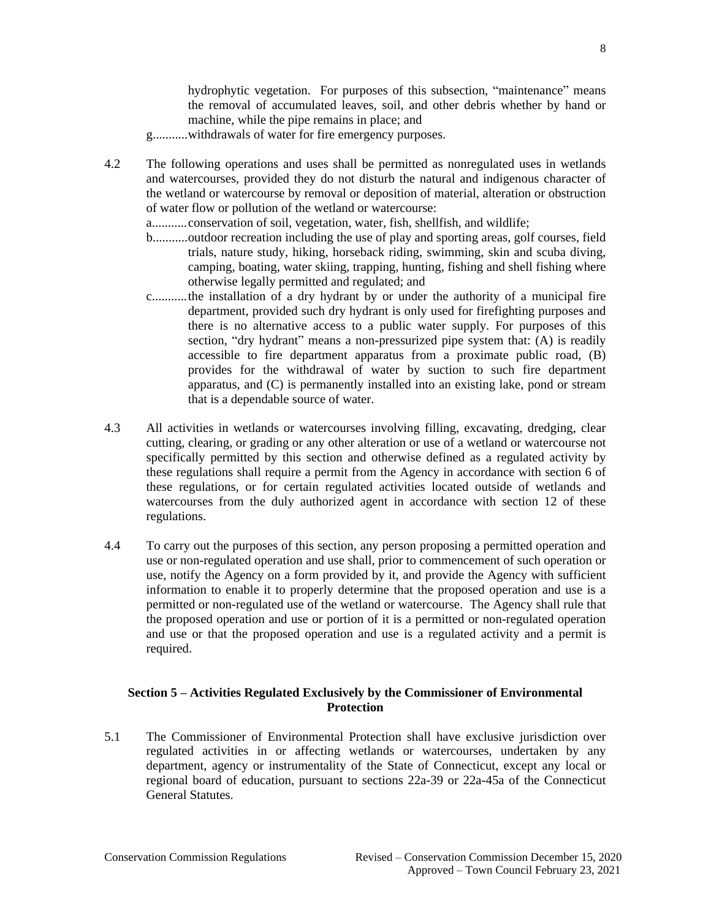hydrophytic vegetation. For purposes of this subsection, "maintenance" means the removal of accumulated leaves, soil, and other debris whether by hand or machine, while the pipe remains in place; and

g. withdrawals of water for fire emergency purposes.

4.2 The following operations and uses shall be permitted as nonregulated uses in wetlands and watercourses, provided they do not disturb the natural and indigenous character of the wetland or watercourse by removal or deposition of material, alteration or obstruction of water flow or pollution of the wetland or watercourse:

a. conservation of soil, vegetation, water, fish, shellfish, and wildlife;

b. outdoor recreation including the use of play and sporting areas, golf courses, field trials, nature study, hiking, horseback riding, swimming, skin and scuba diving, camping, boating, water skiing, trapping, hunting, fishing and shell fishing where otherwise legally permitted and regulated; and

c. the installation of a dry hydrant by or under the authority of a municipal fire department, provided such dry hydrant is only used for firefighting purposes and there is no alternative access to a public water supply. For purposes of this section, "dry hydrant" means a non-pressurized pipe system that: (A) is readily accessible to fire department apparatus from a proximate public road, (B) provides for the withdrawal of water by suction to such fire department apparatus, and (C) is permanently installed into an existing lake, pond or stream that is a dependable source of water.

4.3 All activities in wetlands or watercourses involving filling, excavating, dredging, clear cutting, clearing, or grading or any other alteration or use of a wetland or watercourse not specifically permitted by this section and otherwise defined as a regulated activity by these regulations shall require a permit from the Agency in accordance with section 6 of these regulations, or for certain regulated activities located outside of wetlands and watercourses from the duly authorized agent in accordance with section 12 of these regulations.

4.4 To carry out the purposes of this section, any person proposing a permitted operation and use or non-regulated operation and use shall, prior to commencement of such operation or use, notify the Agency on a form provided by it, and provide the Agency with sufficient information to enable it to properly determine that the proposed operation and use is a permitted or non-regulated use of the wetland or watercourse. The Agency shall rule that the proposed operation and use or portion of it is a permitted or non-regulated operation and use or that the proposed operation and use is a regulated activity and a permit is required.

## Section 5 – Activities Regulated Exclusively by the Commissioner of Environmental Protection

5.1 The Commissioner of Environmental Protection shall have exclusive jurisdiction over regulated activities in or affecting wetlands or watercourses, undertaken by any department, agency or instrumentality of the State of Connecticut, except any local or regional board of education, pursuant to sections 22a-39 or 22a-45a of the Connecticut General Statutes.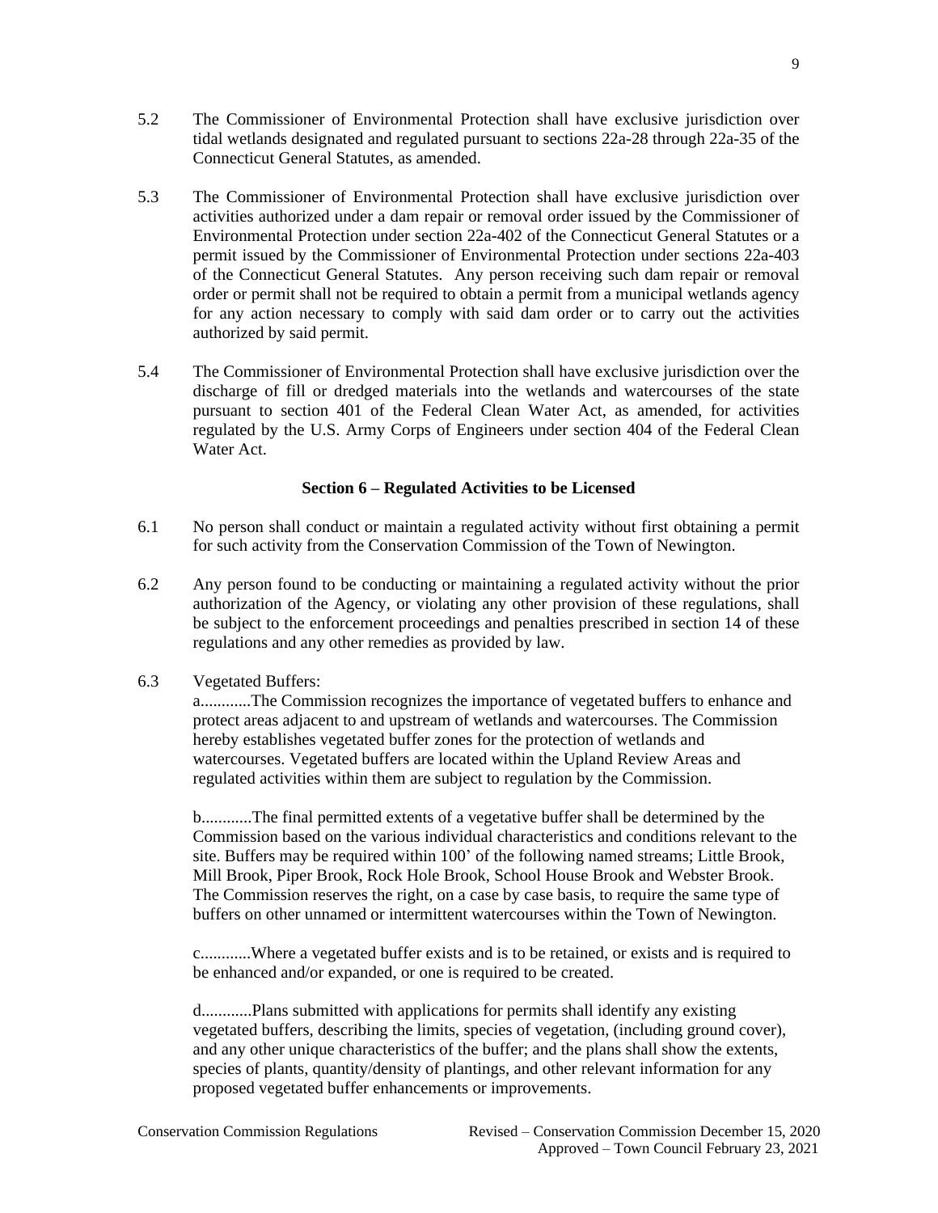5.2 The Commissioner of Environmental Protection shall have exclusive jurisdiction over tidal wetlands designated and regulated pursuant to sections 22a-28 through 22a-35 of the Connecticut General Statutes, as amended.

5.3 The Commissioner of Environmental Protection shall have exclusive jurisdiction over activities authorized under a dam repair or removal order issued by the Commissioner of Environmental Protection under section 22a-402 of the Connecticut General Statutes or a permit issued by the Commissioner of Environmental Protection under sections 22a-403 of the Connecticut General Statutes. Any person receiving such dam repair or removal order or permit shall not be required to obtain a permit from a municipal wetlands agency for any action necessary to comply with said dam order or to carry out the activities authorized by said permit.

5.4 The Commissioner of Environmental Protection shall have exclusive jurisdiction over the discharge of fill or dredged materials into the wetlands and watercourses of the state pursuant to section 401 of the Federal Clean Water Act, as amended, for activities regulated by the U.S. Army Corps of Engineers under section 404 of the Federal Clean Water Act.

## Section 6 – Regulated Activities to be Licensed

6.1 No person shall conduct or maintain a regulated activity without first obtaining a permit for such activity from the Conservation Commission of the Town of Newington.

6.2 Any person found to be conducting or maintaining a regulated activity without the prior authorization of the Agency, or violating any other provision of these regulations, shall be subject to the enforcement proceedings and penalties prescribed in section 14 of these regulations and any other remedies as provided by law.

6.3 Vegetated Buffers:

a............The Commission recognizes the importance of vegetated buffers to enhance and protect areas adjacent to and upstream of wetlands and watercourses. The Commission hereby establishes vegetated buffer zones for the protection of wetlands and watercourses. Vegetated buffers are located within the Upland Review Areas and regulated activities within them are subject to regulation by the Commission.

b............The final permitted extents of a vegetative buffer shall be determined by the Commission based on the various individual characteristics and conditions relevant to the site. Buffers may be required within 100' of the following named streams; Little Brook, Mill Brook, Piper Brook, Rock Hole Brook, School House Brook and Webster Brook. The Commission reserves the right, on a case by case basis, to require the same type of buffers on other unnamed or intermittent watercourses within the Town of Newington.

c............Where a vegetated buffer exists and is to be retained, or exists and is required to be enhanced and/or expanded, or one is required to be created.

d............Plans submitted with applications for permits shall identify any existing vegetated buffers, describing the limits, species of vegetation, (including ground cover), and any other unique characteristics of the buffer; and the plans shall show the extents, species of plants, quantity/density of plantings, and other relevant information for any proposed vegetated buffer enhancements or improvements.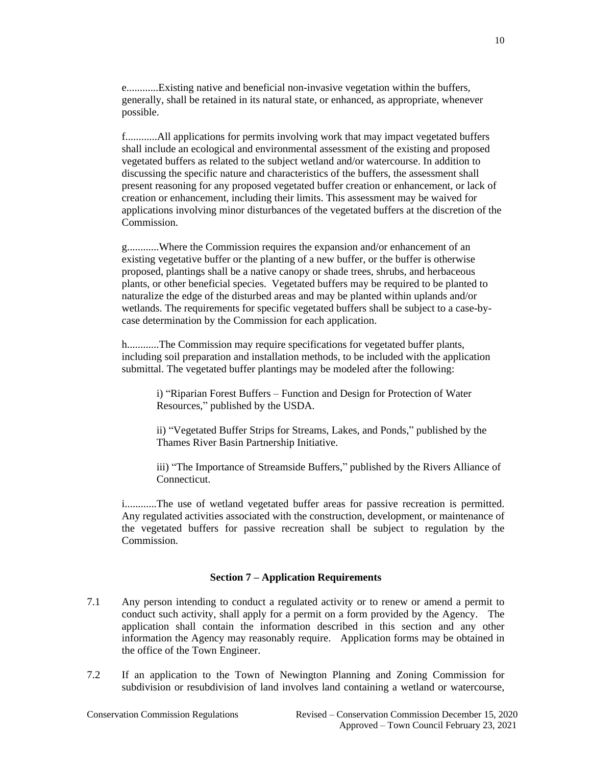e............Existing native and beneficial non-invasive vegetation within the buffers, generally, shall be retained in its natural state, or enhanced, as appropriate, whenever possible.

f............All applications for permits involving work that may impact vegetated buffers shall include an ecological and environmental assessment of the existing and proposed vegetated buffers as related to the subject wetland and/or watercourse. In addition to discussing the specific nature and characteristics of the buffers, the assessment shall present reasoning for any proposed vegetated buffer creation or enhancement, or lack of creation or enhancement, including their limits. This assessment may be waived for applications involving minor disturbances of the vegetated buffers at the discretion of the Commission.

g............Where the Commission requires the expansion and/or enhancement of an existing vegetative buffer or the planting of a new buffer, or the buffer is otherwise proposed, plantings shall be a native canopy or shade trees, shrubs, and herbaceous plants, or other beneficial species. Vegetated buffers may be required to be planted to naturalize the edge of the disturbed areas and may be planted within uplands and/or wetlands. The requirements for specific vegetated buffers shall be subject to a case-by-case determination by the Commission for each application.

h............The Commission may require specifications for vegetated buffer plants, including soil preparation and installation methods, to be included with the application submittal. The vegetated buffer plantings may be modeled after the following:

> i) "Riparian Forest Buffers – Function and Design for Protection of Water Resources," published by the USDA.
>
> ii) "Vegetated Buffer Strips for Streams, Lakes, and Ponds," published by the Thames River Basin Partnership Initiative.
>
> iii) "The Importance of Streamside Buffers," published by the Rivers Alliance of Connecticut.

i............The use of wetland vegetated buffer areas for passive recreation is permitted. Any regulated activities associated with the construction, development, or maintenance of the vegetated buffers for passive recreation shall be subject to regulation by the Commission.

## Section 7 – Application Requirements

7.1 Any person intending to conduct a regulated activity or to renew or amend a permit to conduct such activity, shall apply for a permit on a form provided by the Agency. The application shall contain the information described in this section and any other information the Agency may reasonably require. Application forms may be obtained in the office of the Town Engineer.

7.2 If an application to the Town of Newington Planning and Zoning Commission for subdivision or resubdivision of land involves land containing a wetland or watercourse,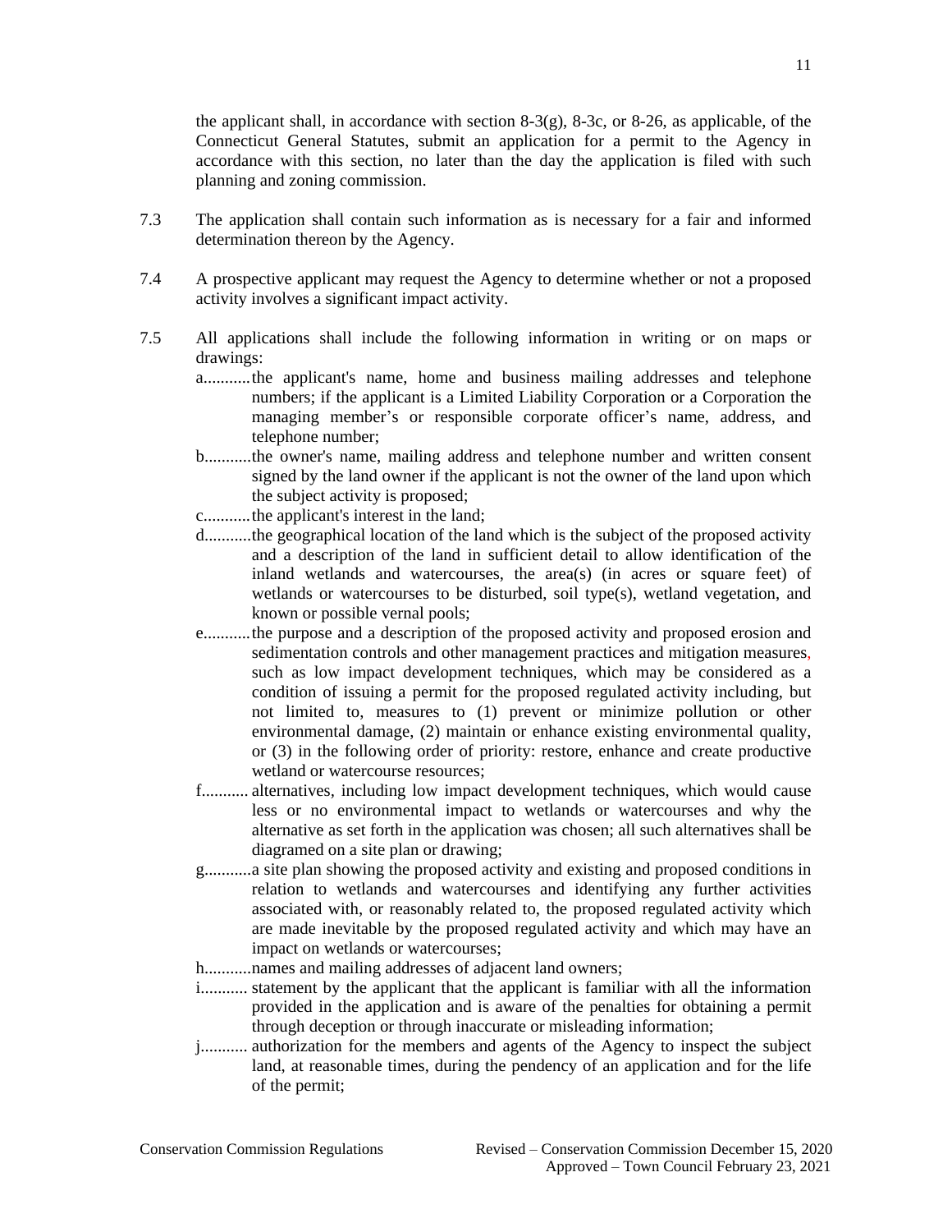the applicant shall, in accordance with section 8-3(g), 8-3c, or 8-26, as applicable, of the Connecticut General Statutes, submit an application for a permit to the Agency in accordance with this section, no later than the day the application is filed with such planning and zoning commission.

7.3 The application shall contain such information as is necessary for a fair and informed determination thereon by the Agency.

7.4 A prospective applicant may request the Agency to determine whether or not a proposed activity involves a significant impact activity.

7.5 All applications shall include the following information in writing or on maps or drawings:

a. the applicant's name, home and business mailing addresses and telephone numbers; if the applicant is a Limited Liability Corporation or a Corporation the managing member's or responsible corporate officer's name, address, and telephone number;

b. the owner's name, mailing address and telephone number and written consent signed by the land owner if the applicant is not the owner of the land upon which the subject activity is proposed;

c. the applicant's interest in the land;

d. the geographical location of the land which is the subject of the proposed activity and a description of the land in sufficient detail to allow identification of the inland wetlands and watercourses, the area(s) (in acres or square feet) of wetlands or watercourses to be disturbed, soil type(s), wetland vegetation, and known or possible vernal pools;

e. the purpose and a description of the proposed activity and proposed erosion and sedimentation controls and other management practices and mitigation measures, such as low impact development techniques, which may be considered as a condition of issuing a permit for the proposed regulated activity including, but not limited to, measures to (1) prevent or minimize pollution or other environmental damage, (2) maintain or enhance existing environmental quality, or (3) in the following order of priority: restore, enhance and create productive wetland or watercourse resources;

f. alternatives, including low impact development techniques, which would cause less or no environmental impact to wetlands or watercourses and why the alternative as set forth in the application was chosen; all such alternatives shall be diagramed on a site plan or drawing;

g. a site plan showing the proposed activity and existing and proposed conditions in relation to wetlands and watercourses and identifying any further activities associated with, or reasonably related to, the proposed regulated activity which are made inevitable by the proposed regulated activity and which may have an impact on wetlands or watercourses;

h. names and mailing addresses of adjacent land owners;

i. statement by the applicant that the applicant is familiar with all the information provided in the application and is aware of the penalties for obtaining a permit through deception or through inaccurate or misleading information;

j. authorization for the members and agents of the Agency to inspect the subject land, at reasonable times, during the pendency of an application and for the life of the permit;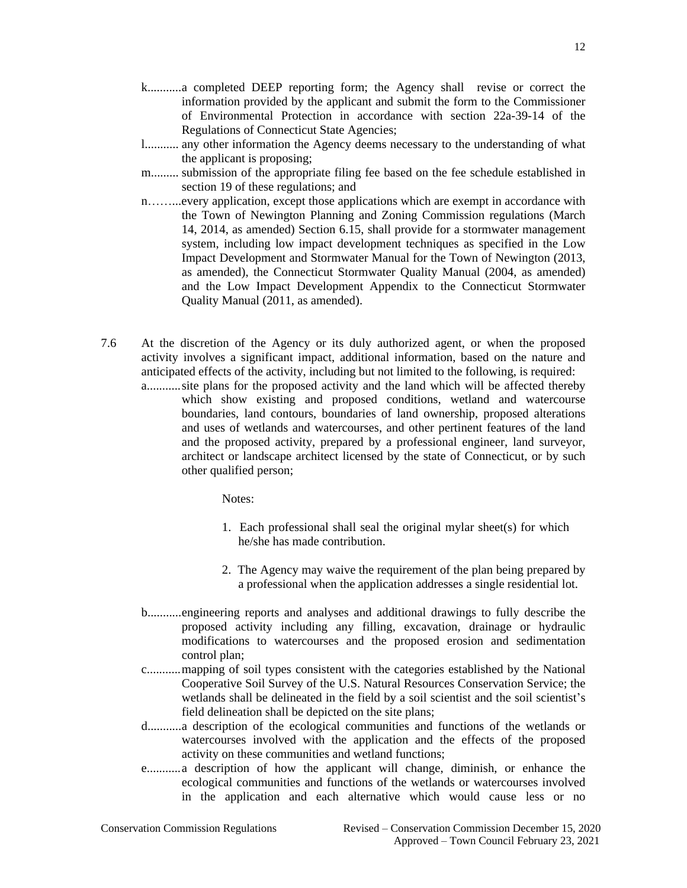k. a completed DEEP reporting form; the Agency shall revise or correct the information provided by the applicant and submit the form to the Commissioner of Environmental Protection in accordance with section 22a-39-14 of the Regulations of Connecticut State Agencies;

l. any other information the Agency deems necessary to the understanding of what the applicant is proposing;

m. submission of the appropriate filing fee based on the fee schedule established in section 19 of these regulations; and

n. every application, except those applications which are exempt in accordance with the Town of Newington Planning and Zoning Commission regulations (March 14, 2014, as amended) Section 6.15, shall provide for a stormwater management system, including low impact development techniques as specified in the Low Impact Development and Stormwater Manual for the Town of Newington (2013, as amended), the Connecticut Stormwater Quality Manual (2004, as amended) and the Low Impact Development Appendix to the Connecticut Stormwater Quality Manual (2011, as amended).

7.6 At the discretion of the Agency or its duly authorized agent, or when the proposed activity involves a significant impact, additional information, based on the nature and anticipated effects of the activity, including but not limited to the following, is required:

a. site plans for the proposed activity and the land which will be affected thereby which show existing and proposed conditions, wetland and watercourse boundaries, land contours, boundaries of land ownership, proposed alterations and uses of wetlands and watercourses, and other pertinent features of the land and the proposed activity, prepared by a professional engineer, land surveyor, architect or landscape architect licensed by the state of Connecticut, or by such other qualified person;

Notes:

1. Each professional shall seal the original mylar sheet(s) for which he/she has made contribution.

2. The Agency may waive the requirement of the plan being prepared by a professional when the application addresses a single residential lot.

b. engineering reports and analyses and additional drawings to fully describe the proposed activity including any filling, excavation, drainage or hydraulic modifications to watercourses and the proposed erosion and sedimentation control plan;

c. mapping of soil types consistent with the categories established by the National Cooperative Soil Survey of the U.S. Natural Resources Conservation Service; the wetlands shall be delineated in the field by a soil scientist and the soil scientist's field delineation shall be depicted on the site plans;

d. a description of the ecological communities and functions of the wetlands or watercourses involved with the application and the effects of the proposed activity on these communities and wetland functions;

e. a description of how the applicant will change, diminish, or enhance the ecological communities and functions of the wetlands or watercourses involved in the application and each alternative which would cause less or no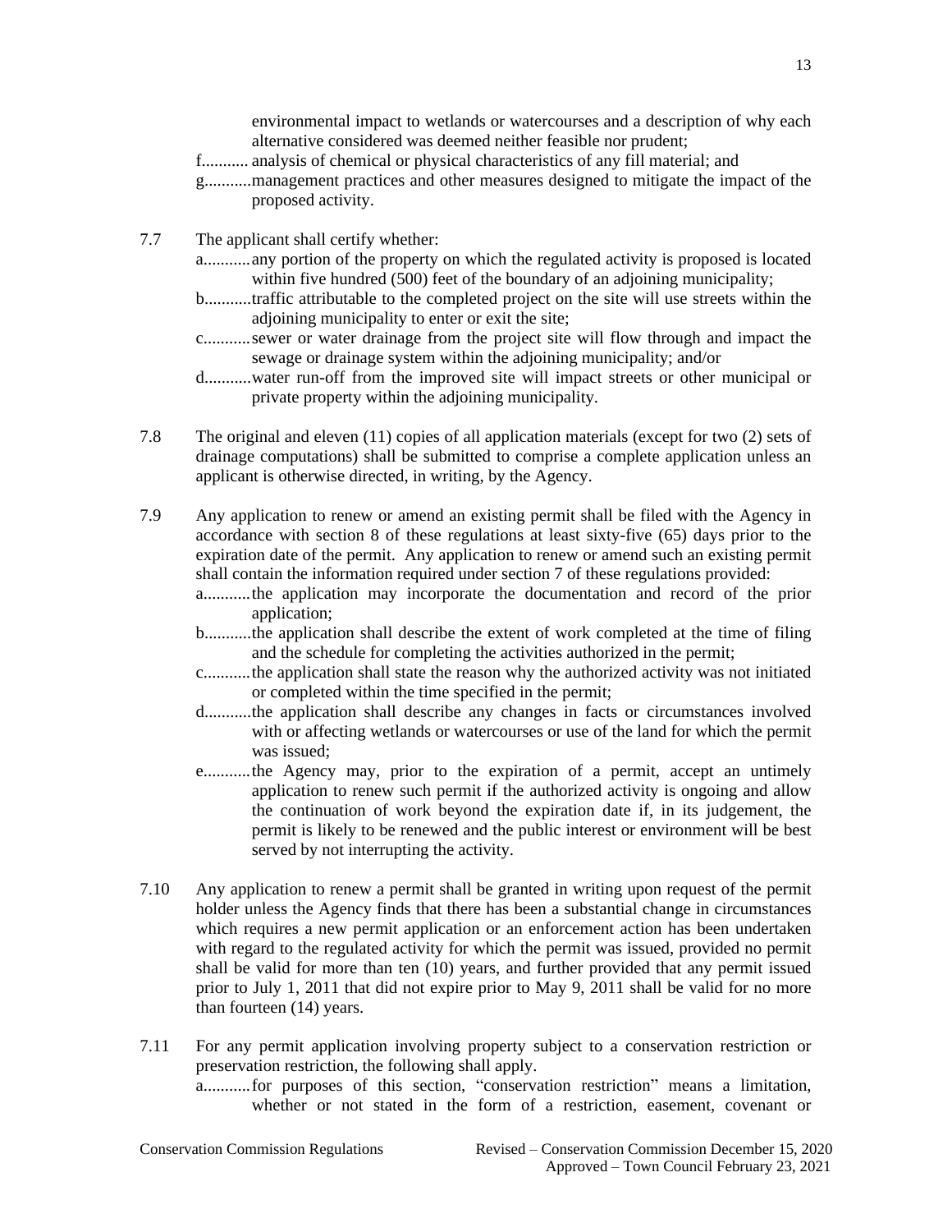environmental impact to wetlands or watercourses and a description of why each alternative considered was deemed neither feasible nor prudent;

f. analysis of chemical or physical characteristics of any fill material; and

g. management practices and other measures designed to mitigate the impact of the proposed activity.

7.7 The applicant shall certify whether:

a. any portion of the property on which the regulated activity is proposed is located within five hundred (500) feet of the boundary of an adjoining municipality;

b. traffic attributable to the completed project on the site will use streets within the adjoining municipality to enter or exit the site;

c. sewer or water drainage from the project site will flow through and impact the sewage or drainage system within the adjoining municipality; and/or

d. water run-off from the improved site will impact streets or other municipal or private property within the adjoining municipality.

7.8 The original and eleven (11) copies of all application materials (except for two (2) sets of drainage computations) shall be submitted to comprise a complete application unless an applicant is otherwise directed, in writing, by the Agency.

7.9 Any application to renew or amend an existing permit shall be filed with the Agency in accordance with section 8 of these regulations at least sixty-five (65) days prior to the expiration date of the permit. Any application to renew or amend such an existing permit shall contain the information required under section 7 of these regulations provided:

a. the application may incorporate the documentation and record of the prior application;

b. the application shall describe the extent of work completed at the time of filing and the schedule for completing the activities authorized in the permit;

c. the application shall state the reason why the authorized activity was not initiated or completed within the time specified in the permit;

d. the application shall describe any changes in facts or circumstances involved with or affecting wetlands or watercourses or use of the land for which the permit was issued;

e. the Agency may, prior to the expiration of a permit, accept an untimely application to renew such permit if the authorized activity is ongoing and allow the continuation of work beyond the expiration date if, in its judgement, the permit is likely to be renewed and the public interest or environment will be best served by not interrupting the activity.

7.10 Any application to renew a permit shall be granted in writing upon request of the permit holder unless the Agency finds that there has been a substantial change in circumstances which requires a new permit application or an enforcement action has been undertaken with regard to the regulated activity for which the permit was issued, provided no permit shall be valid for more than ten (10) years, and further provided that any permit issued prior to July 1, 2011 that did not expire prior to May 9, 2011 shall be valid for no more than fourteen (14) years.

7.11 For any permit application involving property subject to a conservation restriction or preservation restriction, the following shall apply.

a. for purposes of this section, "conservation restriction" means a limitation, whether or not stated in the form of a restriction, easement, covenant or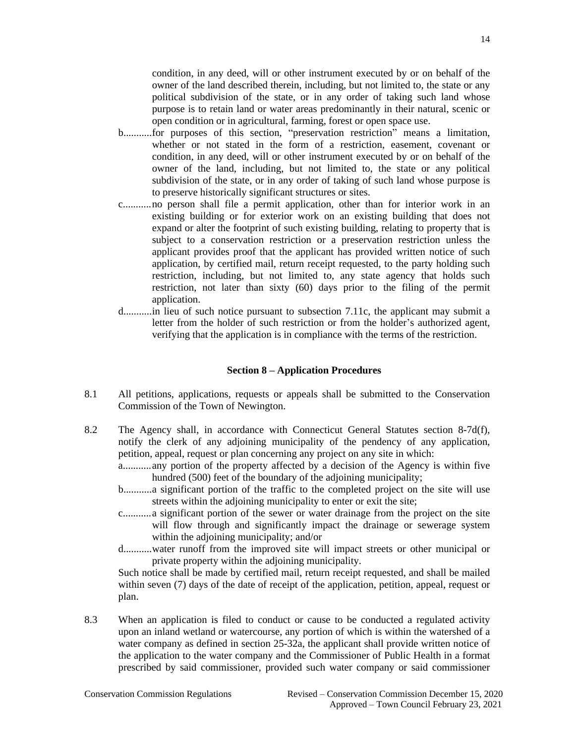condition, in any deed, will or other instrument executed by or on behalf of the owner of the land described therein, including, but not limited to, the state or any political subdivision of the state, or in any order of taking such land whose purpose is to retain land or water areas predominantly in their natural, scenic or open condition or in agricultural, farming, forest or open space use.

b...........for purposes of this section, "preservation restriction" means a limitation, whether or not stated in the form of a restriction, easement, covenant or condition, in any deed, will or other instrument executed by or on behalf of the owner of the land, including, but not limited to, the state or any political subdivision of the state, or in any order of taking of such land whose purpose is to preserve historically significant structures or sites.

c...........no person shall file a permit application, other than for interior work in an existing building or for exterior work on an existing building that does not expand or alter the footprint of such existing building, relating to property that is subject to a conservation restriction or a preservation restriction unless the applicant provides proof that the applicant has provided written notice of such application, by certified mail, return receipt requested, to the party holding such restriction, including, but not limited to, any state agency that holds such restriction, not later than sixty (60) days prior to the filing of the permit application.

d...........in lieu of such notice pursuant to subsection 7.11c, the applicant may submit a letter from the holder of such restriction or from the holder's authorized agent, verifying that the application is in compliance with the terms of the restriction.

## Section 8 – Application Procedures

8.1 All petitions, applications, requests or appeals shall be submitted to the Conservation Commission of the Town of Newington.

8.2 The Agency shall, in accordance with Connecticut General Statutes section 8-7d(f), notify the clerk of any adjoining municipality of the pendency of any application, petition, appeal, request or plan concerning any project on any site in which:

a...........any portion of the property affected by a decision of the Agency is within five hundred (500) feet of the boundary of the adjoining municipality;

b...........a significant portion of the traffic to the completed project on the site will use streets within the adjoining municipality to enter or exit the site;

c...........a significant portion of the sewer or water drainage from the project on the site will flow through and significantly impact the drainage or sewerage system within the adjoining municipality; and/or

d...........water runoff from the improved site will impact streets or other municipal or private property within the adjoining municipality.

Such notice shall be made by certified mail, return receipt requested, and shall be mailed within seven (7) days of the date of receipt of the application, petition, appeal, request or plan.

8.3 When an application is filed to conduct or cause to be conducted a regulated activity upon an inland wetland or watercourse, any portion of which is within the watershed of a water company as defined in section 25-32a, the applicant shall provide written notice of the application to the water company and the Commissioner of Public Health in a format prescribed by said commissioner, provided such water company or said commissioner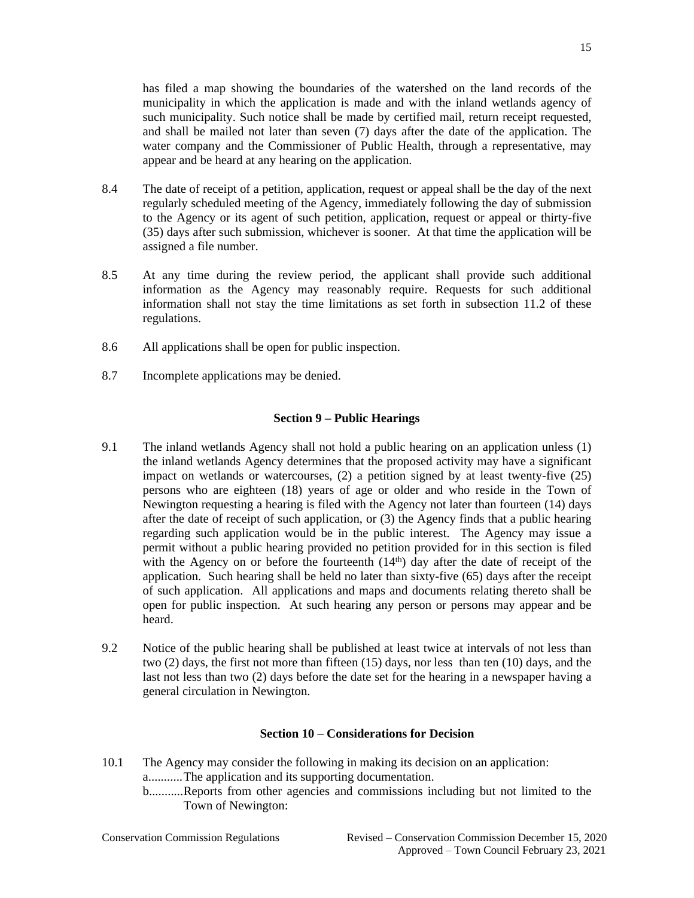has filed a map showing the boundaries of the watershed on the land records of the municipality in which the application is made and with the inland wetlands agency of such municipality. Such notice shall be made by certified mail, return receipt requested, and shall be mailed not later than seven (7) days after the date of the application. The water company and the Commissioner of Public Health, through a representative, may appear and be heard at any hearing on the application.

8.4 The date of receipt of a petition, application, request or appeal shall be the day of the next regularly scheduled meeting of the Agency, immediately following the day of submission to the Agency or its agent of such petition, application, request or appeal or thirty-five (35) days after such submission, whichever is sooner. At that time the application will be assigned a file number.

8.5 At any time during the review period, the applicant shall provide such additional information as the Agency may reasonably require. Requests for such additional information shall not stay the time limitations as set forth in subsection 11.2 of these regulations.

8.6 All applications shall be open for public inspection.

8.7 Incomplete applications may be denied.

### Section 9 – Public Hearings

9.1 The inland wetlands Agency shall not hold a public hearing on an application unless (1) the inland wetlands Agency determines that the proposed activity may have a significant impact on wetlands or watercourses, (2) a petition signed by at least twenty-five (25) persons who are eighteen (18) years of age or older and who reside in the Town of Newington requesting a hearing is filed with the Agency not later than fourteen (14) days after the date of receipt of such application, or (3) the Agency finds that a public hearing regarding such application would be in the public interest. The Agency may issue a permit without a public hearing provided no petition provided for in this section is filed with the Agency on or before the fourteenth (14th) day after the date of receipt of the application. Such hearing shall be held no later than sixty-five (65) days after the receipt of such application. All applications and maps and documents relating thereto shall be open for public inspection. At such hearing any person or persons may appear and be heard.

9.2 Notice of the public hearing shall be published at least twice at intervals of not less than two (2) days, the first not more than fifteen (15) days, nor less than ten (10) days, and the last not less than two (2) days before the date set for the hearing in a newspaper having a general circulation in Newington.

### Section 10 – Considerations for Decision

10.1 The Agency may consider the following in making its decision on an application:

a. The application and its supporting documentation.

b. Reports from other agencies and commissions including but not limited to the Town of Newington: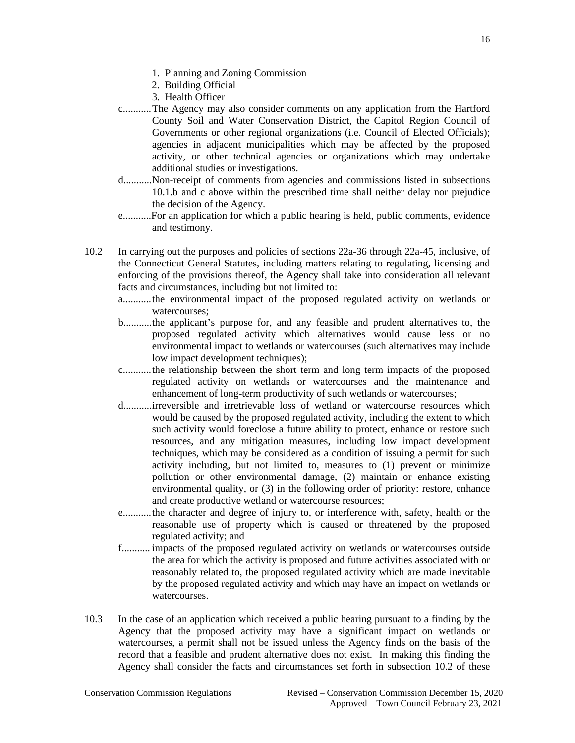1. Planning and Zoning Commission
2. Building Official
3. Health Officer

c. The Agency may also consider comments on any application from the Hartford County Soil and Water Conservation District, the Capitol Region Council of Governments or other regional organizations (i.e. Council of Elected Officials); agencies in adjacent municipalities which may be affected by the proposed activity, or other technical agencies or organizations which may undertake additional studies or investigations.

d. Non-receipt of comments from agencies and commissions listed in subsections 10.1.b and c above within the prescribed time shall neither delay nor prejudice the decision of the Agency.

e. For an application for which a public hearing is held, public comments, evidence and testimony.

10.2 In carrying out the purposes and policies of sections 22a-36 through 22a-45, inclusive, of the Connecticut General Statutes, including matters relating to regulating, licensing and enforcing of the provisions thereof, the Agency shall take into consideration all relevant facts and circumstances, including but not limited to:

a. the environmental impact of the proposed regulated activity on wetlands or watercourses;

b. the applicant's purpose for, and any feasible and prudent alternatives to, the proposed regulated activity which alternatives would cause less or no environmental impact to wetlands or watercourses (such alternatives may include low impact development techniques);

c. the relationship between the short term and long term impacts of the proposed regulated activity on wetlands or watercourses and the maintenance and enhancement of long-term productivity of such wetlands or watercourses;

d. irreversible and irretrievable loss of wetland or watercourse resources which would be caused by the proposed regulated activity, including the extent to which such activity would foreclose a future ability to protect, enhance or restore such resources, and any mitigation measures, including low impact development techniques, which may be considered as a condition of issuing a permit for such activity including, but not limited to, measures to (1) prevent or minimize pollution or other environmental damage, (2) maintain or enhance existing environmental quality, or (3) in the following order of priority: restore, enhance and create productive wetland or watercourse resources;

e. the character and degree of injury to, or interference with, safety, health or the reasonable use of property which is caused or threatened by the proposed regulated activity; and

f. impacts of the proposed regulated activity on wetlands or watercourses outside the area for which the activity is proposed and future activities associated with or reasonably related to, the proposed regulated activity which are made inevitable by the proposed regulated activity and which may have an impact on wetlands or watercourses.

10.3 In the case of an application which received a public hearing pursuant to a finding by the Agency that the proposed activity may have a significant impact on wetlands or watercourses, a permit shall not be issued unless the Agency finds on the basis of the record that a feasible and prudent alternative does not exist. In making this finding the Agency shall consider the facts and circumstances set forth in subsection 10.2 of these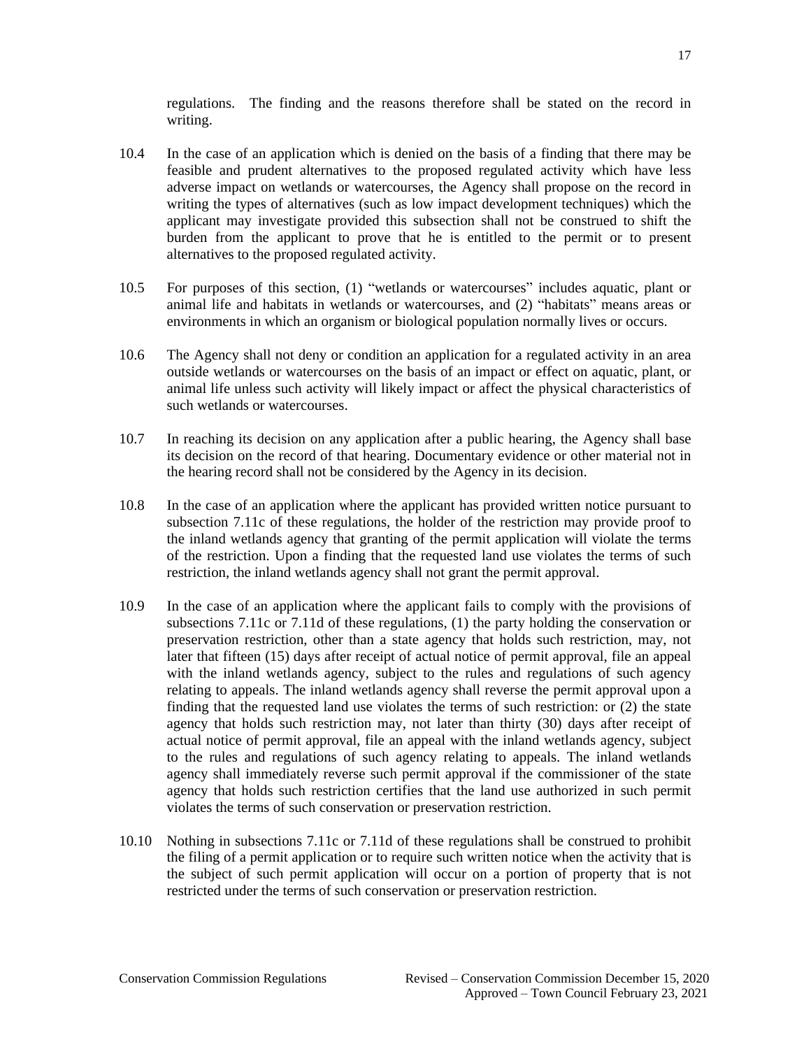regulations. The finding and the reasons therefore shall be stated on the record in writing.

10.4 In the case of an application which is denied on the basis of a finding that there may be feasible and prudent alternatives to the proposed regulated activity which have less adverse impact on wetlands or watercourses, the Agency shall propose on the record in writing the types of alternatives (such as low impact development techniques) which the applicant may investigate provided this subsection shall not be construed to shift the burden from the applicant to prove that he is entitled to the permit or to present alternatives to the proposed regulated activity.

10.5 For purposes of this section, (1) "wetlands or watercourses" includes aquatic, plant or animal life and habitats in wetlands or watercourses, and (2) "habitats" means areas or environments in which an organism or biological population normally lives or occurs.

10.6 The Agency shall not deny or condition an application for a regulated activity in an area outside wetlands or watercourses on the basis of an impact or effect on aquatic, plant, or animal life unless such activity will likely impact or affect the physical characteristics of such wetlands or watercourses.

10.7 In reaching its decision on any application after a public hearing, the Agency shall base its decision on the record of that hearing. Documentary evidence or other material not in the hearing record shall not be considered by the Agency in its decision.

10.8 In the case of an application where the applicant has provided written notice pursuant to subsection 7.11c of these regulations, the holder of the restriction may provide proof to the inland wetlands agency that granting of the permit application will violate the terms of the restriction. Upon a finding that the requested land use violates the terms of such restriction, the inland wetlands agency shall not grant the permit approval.

10.9 In the case of an application where the applicant fails to comply with the provisions of subsections 7.11c or 7.11d of these regulations, (1) the party holding the conservation or preservation restriction, other than a state agency that holds such restriction, may, not later that fifteen (15) days after receipt of actual notice of permit approval, file an appeal with the inland wetlands agency, subject to the rules and regulations of such agency relating to appeals. The inland wetlands agency shall reverse the permit approval upon a finding that the requested land use violates the terms of such restriction: or (2) the state agency that holds such restriction may, not later than thirty (30) days after receipt of actual notice of permit approval, file an appeal with the inland wetlands agency, subject to the rules and regulations of such agency relating to appeals. The inland wetlands agency shall immediately reverse such permit approval if the commissioner of the state agency that holds such restriction certifies that the land use authorized in such permit violates the terms of such conservation or preservation restriction.

10.10 Nothing in subsections 7.11c or 7.11d of these regulations shall be construed to prohibit the filing of a permit application or to require such written notice when the activity that is the subject of such permit application will occur on a portion of property that is not restricted under the terms of such conservation or preservation restriction.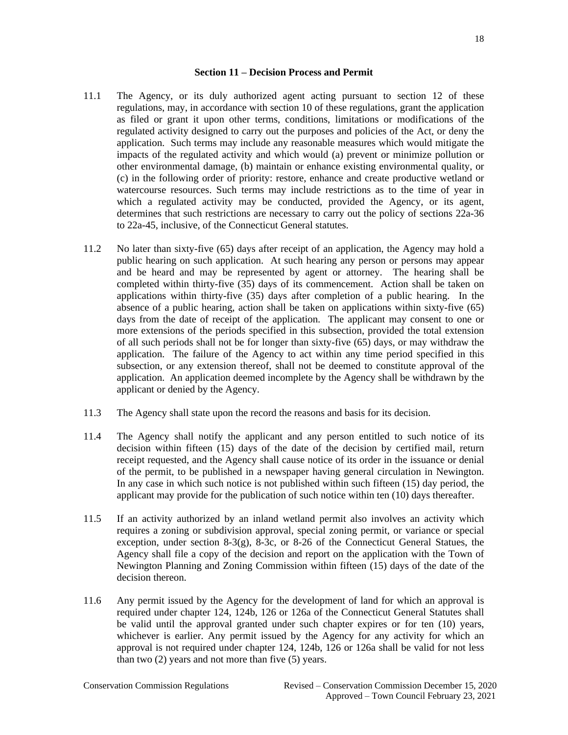## Section 11 – Decision Process and Permit

11.1 The Agency, or its duly authorized agent acting pursuant to section 12 of these regulations, may, in accordance with section 10 of these regulations, grant the application as filed or grant it upon other terms, conditions, limitations or modifications of the regulated activity designed to carry out the purposes and policies of the Act, or deny the application. Such terms may include any reasonable measures which would mitigate the impacts of the regulated activity and which would (a) prevent or minimize pollution or other environmental damage, (b) maintain or enhance existing environmental quality, or (c) in the following order of priority: restore, enhance and create productive wetland or watercourse resources. Such terms may include restrictions as to the time of year in which a regulated activity may be conducted, provided the Agency, or its agent, determines that such restrictions are necessary to carry out the policy of sections 22a-36 to 22a-45, inclusive, of the Connecticut General statutes.

11.2 No later than sixty-five (65) days after receipt of an application, the Agency may hold a public hearing on such application. At such hearing any person or persons may appear and be heard and may be represented by agent or attorney. The hearing shall be completed within thirty-five (35) days of its commencement. Action shall be taken on applications within thirty-five (35) days after completion of a public hearing. In the absence of a public hearing, action shall be taken on applications within sixty-five (65) days from the date of receipt of the application. The applicant may consent to one or more extensions of the periods specified in this subsection, provided the total extension of all such periods shall not be for longer than sixty-five (65) days, or may withdraw the application. The failure of the Agency to act within any time period specified in this subsection, or any extension thereof, shall not be deemed to constitute approval of the application. An application deemed incomplete by the Agency shall be withdrawn by the applicant or denied by the Agency.

11.3 The Agency shall state upon the record the reasons and basis for its decision.

11.4 The Agency shall notify the applicant and any person entitled to such notice of its decision within fifteen (15) days of the date of the decision by certified mail, return receipt requested, and the Agency shall cause notice of its order in the issuance or denial of the permit, to be published in a newspaper having general circulation in Newington. In any case in which such notice is not published within such fifteen (15) day period, the applicant may provide for the publication of such notice within ten (10) days thereafter.

11.5 If an activity authorized by an inland wetland permit also involves an activity which requires a zoning or subdivision approval, special zoning permit, or variance or special exception, under section 8-3(g), 8-3c, or 8-26 of the Connecticut General Statues, the Agency shall file a copy of the decision and report on the application with the Town of Newington Planning and Zoning Commission within fifteen (15) days of the date of the decision thereon.

11.6 Any permit issued by the Agency for the development of land for which an approval is required under chapter 124, 124b, 126 or 126a of the Connecticut General Statutes shall be valid until the approval granted under such chapter expires or for ten (10) years, whichever is earlier. Any permit issued by the Agency for any activity for which an approval is not required under chapter 124, 124b, 126 or 126a shall be valid for not less than two (2) years and not more than five (5) years.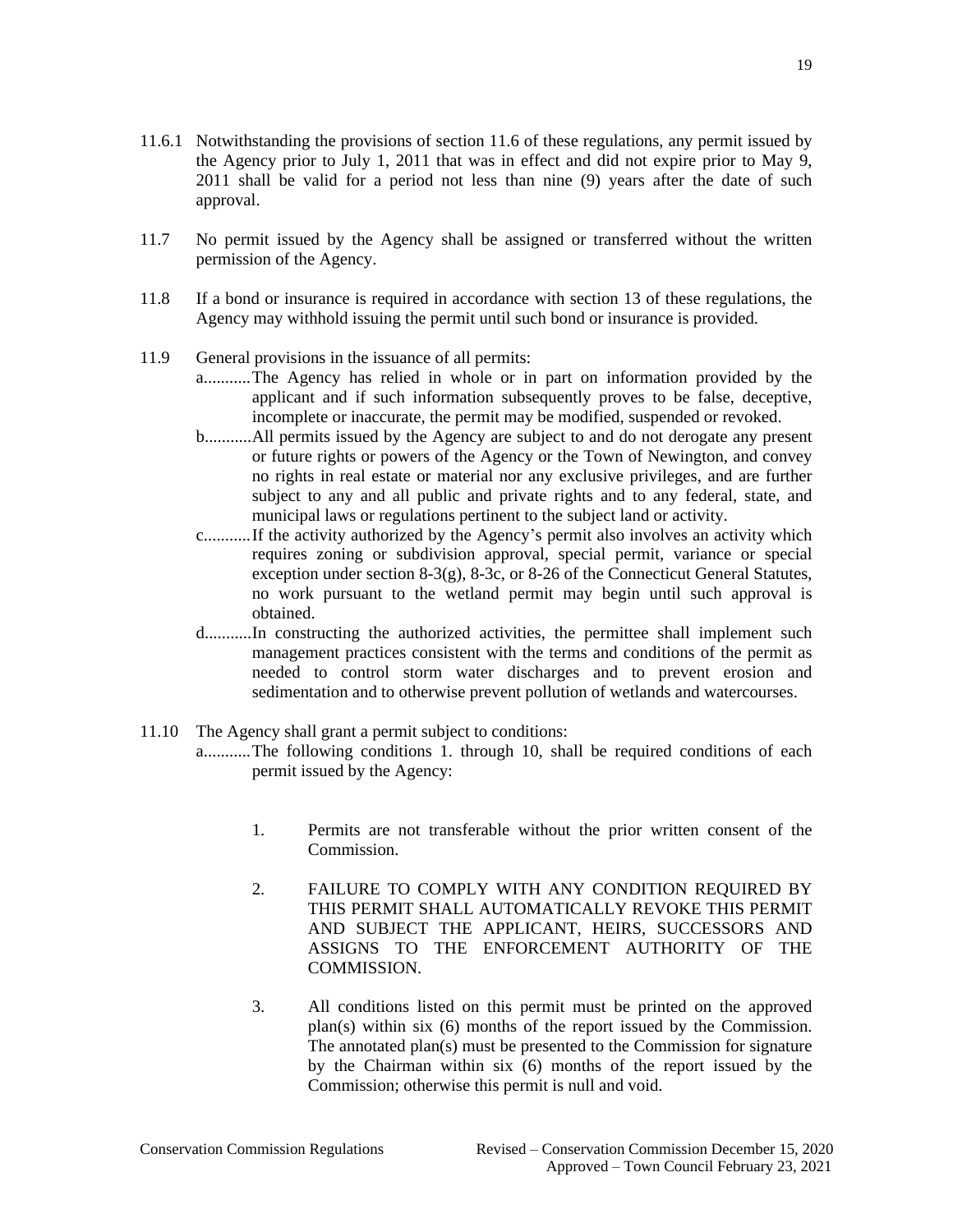11.6.1 Notwithstanding the provisions of section 11.6 of these regulations, any permit issued by the Agency prior to July 1, 2011 that was in effect and did not expire prior to May 9, 2011 shall be valid for a period not less than nine (9) years after the date of such approval.

11.7 No permit issued by the Agency shall be assigned or transferred without the written permission of the Agency.

11.8 If a bond or insurance is required in accordance with section 13 of these regulations, the Agency may withhold issuing the permit until such bond or insurance is provided.

11.9 General provisions in the issuance of all permits:

a. The Agency has relied in whole or in part on information provided by the applicant and if such information subsequently proves to be false, deceptive, incomplete or inaccurate, the permit may be modified, suspended or revoked.

b. All permits issued by the Agency are subject to and do not derogate any present or future rights or powers of the Agency or the Town of Newington, and convey no rights in real estate or material nor any exclusive privileges, and are further subject to any and all public and private rights and to any federal, state, and municipal laws or regulations pertinent to the subject land or activity.

c. If the activity authorized by the Agency's permit also involves an activity which requires zoning or subdivision approval, special permit, variance or special exception under section 8-3(g), 8-3c, or 8-26 of the Connecticut General Statutes, no work pursuant to the wetland permit may begin until such approval is obtained.

d. In constructing the authorized activities, the permittee shall implement such management practices consistent with the terms and conditions of the permit as needed to control storm water discharges and to prevent erosion and sedimentation and to otherwise prevent pollution of wetlands and watercourses.

11.10 The Agency shall grant a permit subject to conditions:

a. The following conditions 1. through 10, shall be required conditions of each permit issued by the Agency:

1. Permits are not transferable without the prior written consent of the Commission.

2. FAILURE TO COMPLY WITH ANY CONDITION REQUIRED BY THIS PERMIT SHALL AUTOMATICALLY REVOKE THIS PERMIT AND SUBJECT THE APPLICANT, HEIRS, SUCCESSORS AND ASSIGNS TO THE ENFORCEMENT AUTHORITY OF THE COMMISSION.

3. All conditions listed on this permit must be printed on the approved plan(s) within six (6) months of the report issued by the Commission. The annotated plan(s) must be presented to the Commission for signature by the Chairman within six (6) months of the report issued by the Commission; otherwise this permit is null and void.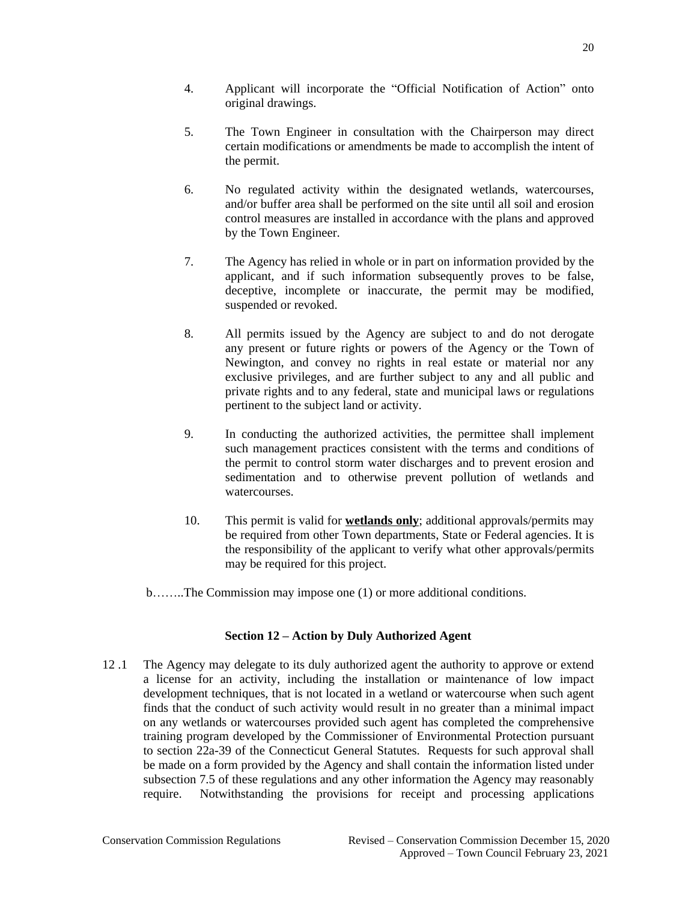4. Applicant will incorporate the "Official Notification of Action" onto original drawings.

5. The Town Engineer in consultation with the Chairperson may direct certain modifications or amendments be made to accomplish the intent of the permit.

6. No regulated activity within the designated wetlands, watercourses, and/or buffer area shall be performed on the site until all soil and erosion control measures are installed in accordance with the plans and approved by the Town Engineer.

7. The Agency has relied in whole or in part on information provided by the applicant, and if such information subsequently proves to be false, deceptive, incomplete or inaccurate, the permit may be modified, suspended or revoked.

8. All permits issued by the Agency are subject to and do not derogate any present or future rights or powers of the Agency or the Town of Newington, and convey no rights in real estate or material nor any exclusive privileges, and are further subject to any and all public and private rights and to any federal, state and municipal laws or regulations pertinent to the subject land or activity.

9. In conducting the authorized activities, the permittee shall implement such management practices consistent with the terms and conditions of the permit to control storm water discharges and to prevent erosion and sedimentation and to otherwise prevent pollution of wetlands and watercourses.

10. This permit is valid for **wetlands only**; additional approvals/permits may be required from other Town departments, State or Federal agencies. It is the responsibility of the applicant to verify what other approvals/permits may be required for this project.

b……..The Commission may impose one (1) or more additional conditions.

### Section 12 – Action by Duly Authorized Agent

12 .1 The Agency may delegate to its duly authorized agent the authority to approve or extend a license for an activity, including the installation or maintenance of low impact development techniques, that is not located in a wetland or watercourse when such agent finds that the conduct of such activity would result in no greater than a minimal impact on any wetlands or watercourses provided such agent has completed the comprehensive training program developed by the Commissioner of Environmental Protection pursuant to section 22a-39 of the Connecticut General Statutes. Requests for such approval shall be made on a form provided by the Agency and shall contain the information listed under subsection 7.5 of these regulations and any other information the Agency may reasonably require. Notwithstanding the provisions for receipt and processing applications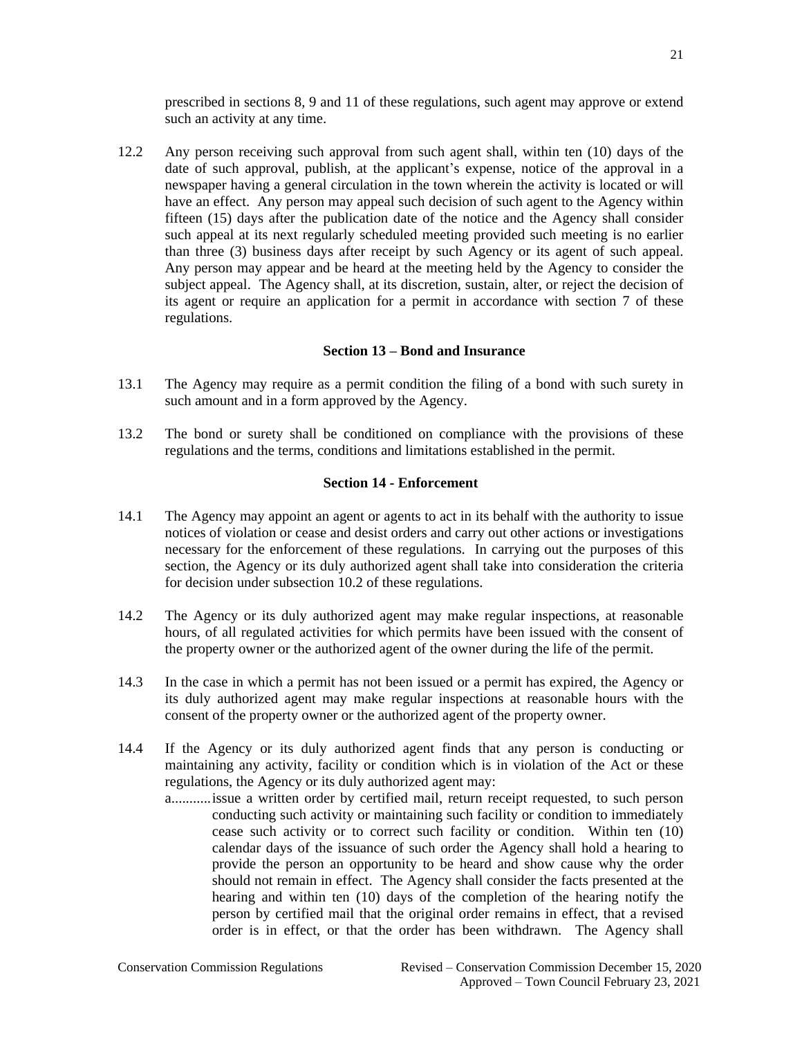prescribed in sections 8, 9 and 11 of these regulations, such agent may approve or extend such an activity at any time.

12.2 Any person receiving such approval from such agent shall, within ten (10) days of the date of such approval, publish, at the applicant's expense, notice of the approval in a newspaper having a general circulation in the town wherein the activity is located or will have an effect. Any person may appeal such decision of such agent to the Agency within fifteen (15) days after the publication date of the notice and the Agency shall consider such appeal at its next regularly scheduled meeting provided such meeting is no earlier than three (3) business days after receipt by such Agency or its agent of such appeal. Any person may appear and be heard at the meeting held by the Agency to consider the subject appeal. The Agency shall, at its discretion, sustain, alter, or reject the decision of its agent or require an application for a permit in accordance with section 7 of these regulations.

### Section 13 – Bond and Insurance

13.1 The Agency may require as a permit condition the filing of a bond with such surety in such amount and in a form approved by the Agency.

13.2 The bond or surety shall be conditioned on compliance with the provisions of these regulations and the terms, conditions and limitations established in the permit.

### Section 14 - Enforcement

14.1 The Agency may appoint an agent or agents to act in its behalf with the authority to issue notices of violation or cease and desist orders and carry out other actions or investigations necessary for the enforcement of these regulations. In carrying out the purposes of this section, the Agency or its duly authorized agent shall take into consideration the criteria for decision under subsection 10.2 of these regulations.

14.2 The Agency or its duly authorized agent may make regular inspections, at reasonable hours, of all regulated activities for which permits have been issued with the consent of the property owner or the authorized agent of the owner during the life of the permit.

14.3 In the case in which a permit has not been issued or a permit has expired, the Agency or its duly authorized agent may make regular inspections at reasonable hours with the consent of the property owner or the authorized agent of the property owner.

14.4 If the Agency or its duly authorized agent finds that any person is conducting or maintaining any activity, facility or condition which is in violation of the Act or these regulations, the Agency or its duly authorized agent may:

a. issue a written order by certified mail, return receipt requested, to such person conducting such activity or maintaining such facility or condition to immediately cease such activity or to correct such facility or condition. Within ten (10) calendar days of the issuance of such order the Agency shall hold a hearing to provide the person an opportunity to be heard and show cause why the order should not remain in effect. The Agency shall consider the facts presented at the hearing and within ten (10) days of the completion of the hearing notify the person by certified mail that the original order remains in effect, that a revised order is in effect, or that the order has been withdrawn. The Agency shall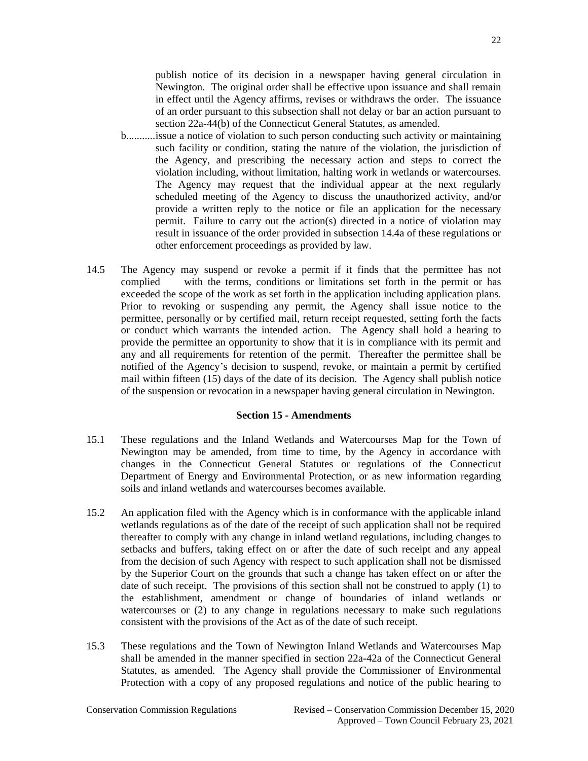publish notice of its decision in a newspaper having general circulation in Newington. The original order shall be effective upon issuance and shall remain in effect until the Agency affirms, revises or withdraws the order. The issuance of an order pursuant to this subsection shall not delay or bar an action pursuant to section 22a-44(b) of the Connecticut General Statutes, as amended.

b. issue a notice of violation to such person conducting such activity or maintaining such facility or condition, stating the nature of the violation, the jurisdiction of the Agency, and prescribing the necessary action and steps to correct the violation including, without limitation, halting work in wetlands or watercourses. The Agency may request that the individual appear at the next regularly scheduled meeting of the Agency to discuss the unauthorized activity, and/or provide a written reply to the notice or file an application for the necessary permit. Failure to carry out the action(s) directed in a notice of violation may result in issuance of the order provided in subsection 14.4a of these regulations or other enforcement proceedings as provided by law.

14.5 The Agency may suspend or revoke a permit if it finds that the permittee has not complied with the terms, conditions or limitations set forth in the permit or has exceeded the scope of the work as set forth in the application including application plans. Prior to revoking or suspending any permit, the Agency shall issue notice to the permittee, personally or by certified mail, return receipt requested, setting forth the facts or conduct which warrants the intended action. The Agency shall hold a hearing to provide the permittee an opportunity to show that it is in compliance with its permit and any and all requirements for retention of the permit. Thereafter the permittee shall be notified of the Agency's decision to suspend, revoke, or maintain a permit by certified mail within fifteen (15) days of the date of its decision. The Agency shall publish notice of the suspension or revocation in a newspaper having general circulation in Newington.

## Section 15 - Amendments

15.1 These regulations and the Inland Wetlands and Watercourses Map for the Town of Newington may be amended, from time to time, by the Agency in accordance with changes in the Connecticut General Statutes or regulations of the Connecticut Department of Energy and Environmental Protection, or as new information regarding soils and inland wetlands and watercourses becomes available.

15.2 An application filed with the Agency which is in conformance with the applicable inland wetlands regulations as of the date of the receipt of such application shall not be required thereafter to comply with any change in inland wetland regulations, including changes to setbacks and buffers, taking effect on or after the date of such receipt and any appeal from the decision of such Agency with respect to such application shall not be dismissed by the Superior Court on the grounds that such a change has taken effect on or after the date of such receipt. The provisions of this section shall not be construed to apply (1) to the establishment, amendment or change of boundaries of inland wetlands or watercourses or (2) to any change in regulations necessary to make such regulations consistent with the provisions of the Act as of the date of such receipt.

15.3 These regulations and the Town of Newington Inland Wetlands and Watercourses Map shall be amended in the manner specified in section 22a-42a of the Connecticut General Statutes, as amended. The Agency shall provide the Commissioner of Environmental Protection with a copy of any proposed regulations and notice of the public hearing to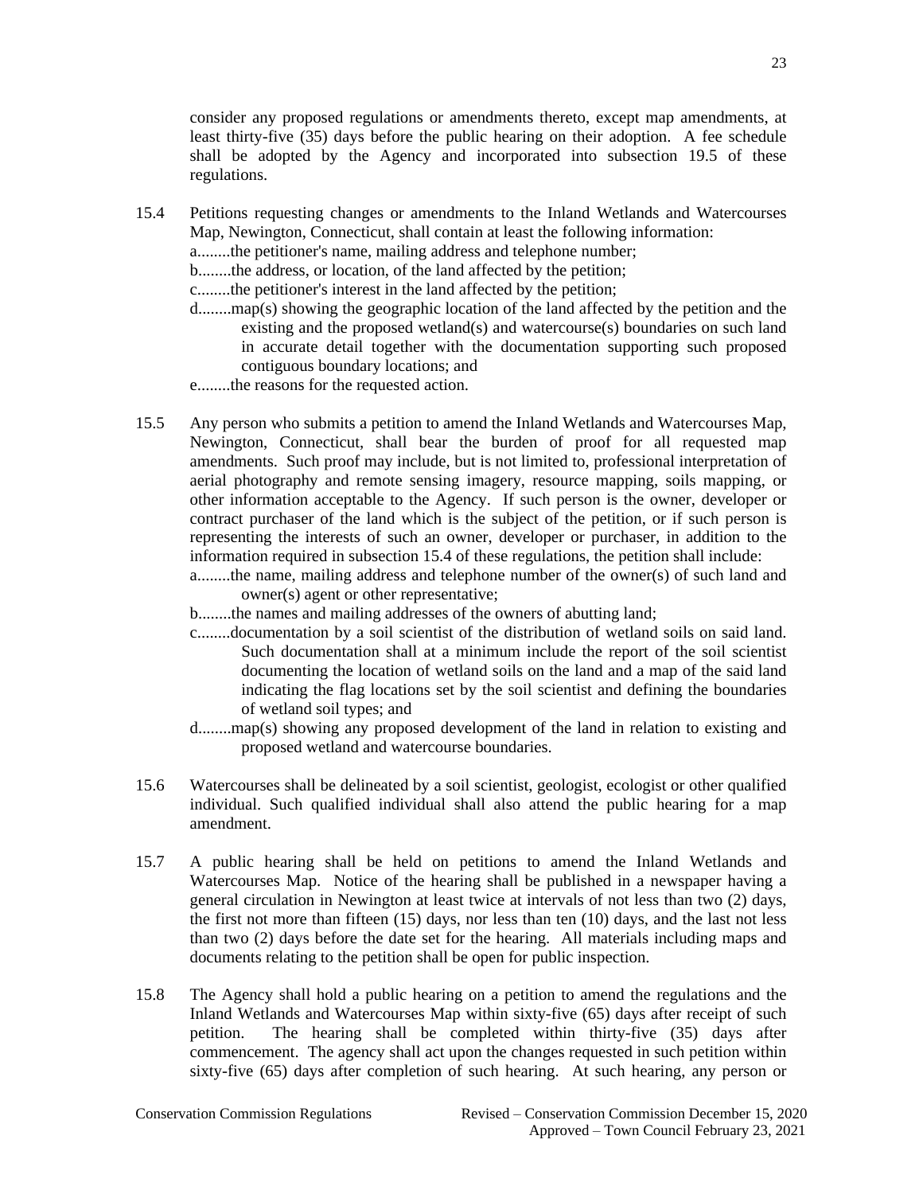consider any proposed regulations or amendments thereto, except map amendments, at least thirty-five (35) days before the public hearing on their adoption. A fee schedule shall be adopted by the Agency and incorporated into subsection 19.5 of these regulations.

15.4 Petitions requesting changes or amendments to the Inland Wetlands and Watercourses Map, Newington, Connecticut, shall contain at least the following information:

a........the petitioner's name, mailing address and telephone number;

b........the address, or location, of the land affected by the petition;

c........the petitioner's interest in the land affected by the petition;

d........map(s) showing the geographic location of the land affected by the petition and the existing and the proposed wetland(s) and watercourse(s) boundaries on such land in accurate detail together with the documentation supporting such proposed contiguous boundary locations; and

e........the reasons for the requested action.

15.5 Any person who submits a petition to amend the Inland Wetlands and Watercourses Map, Newington, Connecticut, shall bear the burden of proof for all requested map amendments. Such proof may include, but is not limited to, professional interpretation of aerial photography and remote sensing imagery, resource mapping, soils mapping, or other information acceptable to the Agency. If such person is the owner, developer or contract purchaser of the land which is the subject of the petition, or if such person is representing the interests of such an owner, developer or purchaser, in addition to the information required in subsection 15.4 of these regulations, the petition shall include:

a........the name, mailing address and telephone number of the owner(s) of such land and owner(s) agent or other representative;

b........the names and mailing addresses of the owners of abutting land;

c........documentation by a soil scientist of the distribution of wetland soils on said land. Such documentation shall at a minimum include the report of the soil scientist documenting the location of wetland soils on the land and a map of the said land indicating the flag locations set by the soil scientist and defining the boundaries of wetland soil types; and

d........map(s) showing any proposed development of the land in relation to existing and proposed wetland and watercourse boundaries.

15.6 Watercourses shall be delineated by a soil scientist, geologist, ecologist or other qualified individual. Such qualified individual shall also attend the public hearing for a map amendment.

15.7 A public hearing shall be held on petitions to amend the Inland Wetlands and Watercourses Map. Notice of the hearing shall be published in a newspaper having a general circulation in Newington at least twice at intervals of not less than two (2) days, the first not more than fifteen (15) days, nor less than ten (10) days, and the last not less than two (2) days before the date set for the hearing. All materials including maps and documents relating to the petition shall be open for public inspection.

15.8 The Agency shall hold a public hearing on a petition to amend the regulations and the Inland Wetlands and Watercourses Map within sixty-five (65) days after receipt of such petition. The hearing shall be completed within thirty-five (35) days after commencement. The agency shall act upon the changes requested in such petition within sixty-five (65) days after completion of such hearing. At such hearing, any person or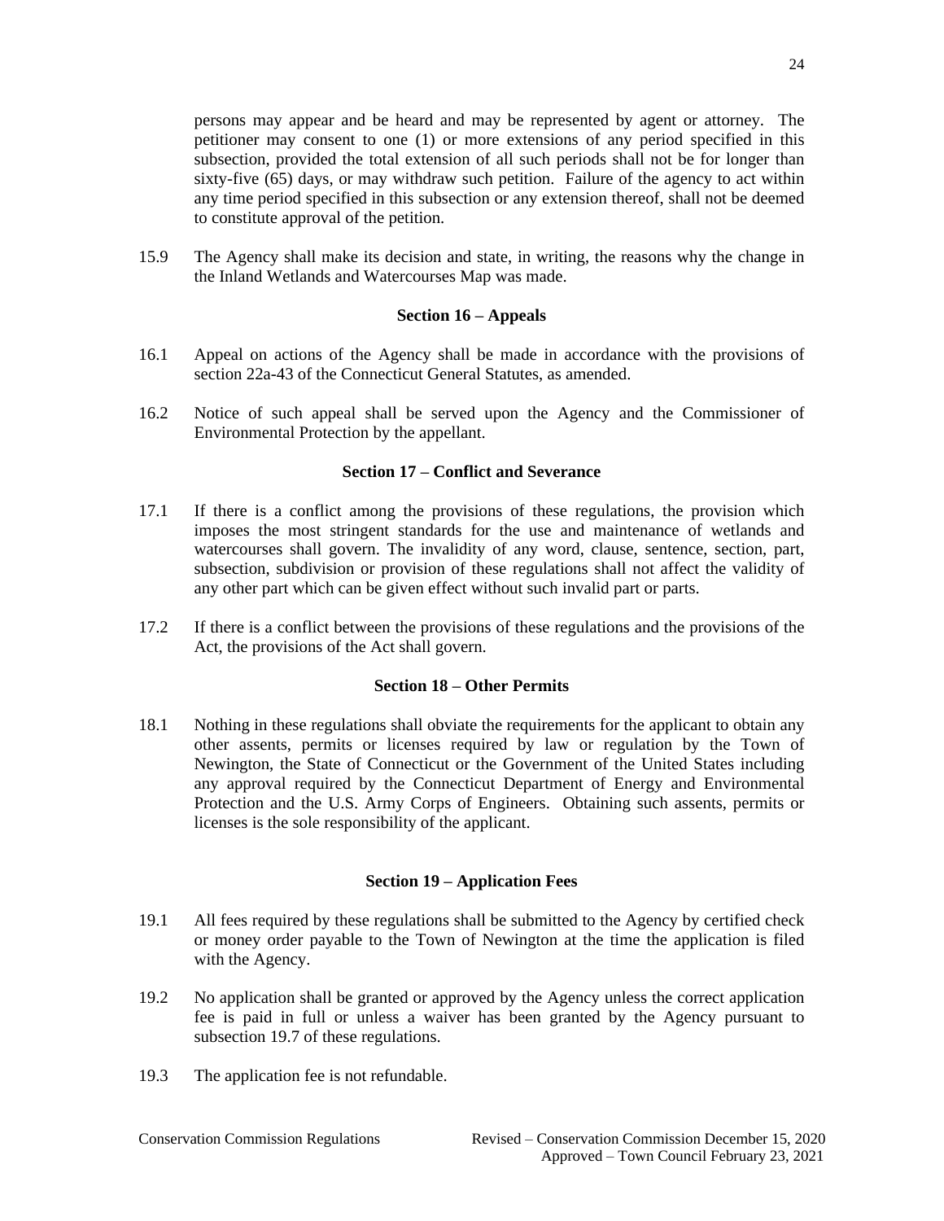persons may appear and be heard and may be represented by agent or attorney. The petitioner may consent to one (1) or more extensions of any period specified in this subsection, provided the total extension of all such periods shall not be for longer than sixty-five (65) days, or may withdraw such petition. Failure of the agency to act within any time period specified in this subsection or any extension thereof, shall not be deemed to constitute approval of the petition.

15.9 The Agency shall make its decision and state, in writing, the reasons why the change in the Inland Wetlands and Watercourses Map was made.

## Section 16 – Appeals

16.1 Appeal on actions of the Agency shall be made in accordance with the provisions of section 22a-43 of the Connecticut General Statutes, as amended.

16.2 Notice of such appeal shall be served upon the Agency and the Commissioner of Environmental Protection by the appellant.

## Section 17 – Conflict and Severance

17.1 If there is a conflict among the provisions of these regulations, the provision which imposes the most stringent standards for the use and maintenance of wetlands and watercourses shall govern. The invalidity of any word, clause, sentence, section, part, subsection, subdivision or provision of these regulations shall not affect the validity of any other part which can be given effect without such invalid part or parts.

17.2 If there is a conflict between the provisions of these regulations and the provisions of the Act, the provisions of the Act shall govern.

## Section 18 – Other Permits

18.1 Nothing in these regulations shall obviate the requirements for the applicant to obtain any other assents, permits or licenses required by law or regulation by the Town of Newington, the State of Connecticut or the Government of the United States including any approval required by the Connecticut Department of Energy and Environmental Protection and the U.S. Army Corps of Engineers. Obtaining such assents, permits or licenses is the sole responsibility of the applicant.

## Section 19 – Application Fees

19.1 All fees required by these regulations shall be submitted to the Agency by certified check or money order payable to the Town of Newington at the time the application is filed with the Agency.

19.2 No application shall be granted or approved by the Agency unless the correct application fee is paid in full or unless a waiver has been granted by the Agency pursuant to subsection 19.7 of these regulations.

19.3 The application fee is not refundable.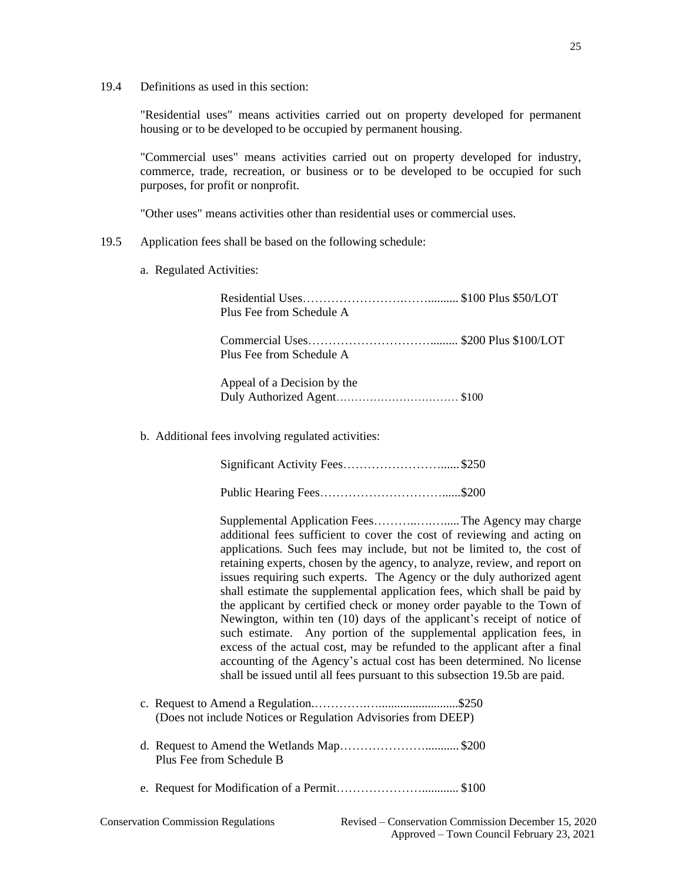19.4 Definitions as used in this section:

"Residential uses" means activities carried out on property developed for permanent housing or to be developed to be occupied by permanent housing.

"Commercial uses" means activities carried out on property developed for industry, commerce, trade, recreation, or business or to be developed to be occupied for such purposes, for profit or nonprofit.

"Other uses" means activities other than residential uses or commercial uses.

19.5 Application fees shall be based on the following schedule:

a. Regulated Activities:

Residential Uses……………………….…….......... $100 Plus $50/LOT
Plus Fee from Schedule A

Commercial Uses…………………………......... $200 Plus $100/LOT
Plus Fee from Schedule A

Appeal of a Decision by the
Duly Authorized Agent…………………………… $100

b. Additional fees involving regulated activities:

Significant Activity Fees……………………...... $250

Public Hearing Fees…………………………......$200

Supplemental Application Fees………..……..... The Agency may charge additional fees sufficient to cover the cost of reviewing and acting on applications. Such fees may include, but not be limited to, the cost of retaining experts, chosen by the agency, to analyze, review, and report on issues requiring such experts. The Agency or the duly authorized agent shall estimate the supplemental application fees, which shall be paid by the applicant by certified check or money order payable to the Town of Newington, within ten (10) days of the applicant's receipt of notice of such estimate. Any portion of the supplemental application fees, in excess of the actual cost, may be refunded to the applicant after a final accounting of the Agency's actual cost has been determined. No license shall be issued until all fees pursuant to this subsection 19.5b are paid.

c. Request to Amend a Regulation.……………..........................$250
(Does not include Notices or Regulation Advisories from DEEP)

d. Request to Amend the Wetlands Map…………………........... $200
Plus Fee from Schedule B

e. Request for Modification of a Permit…………………............ $100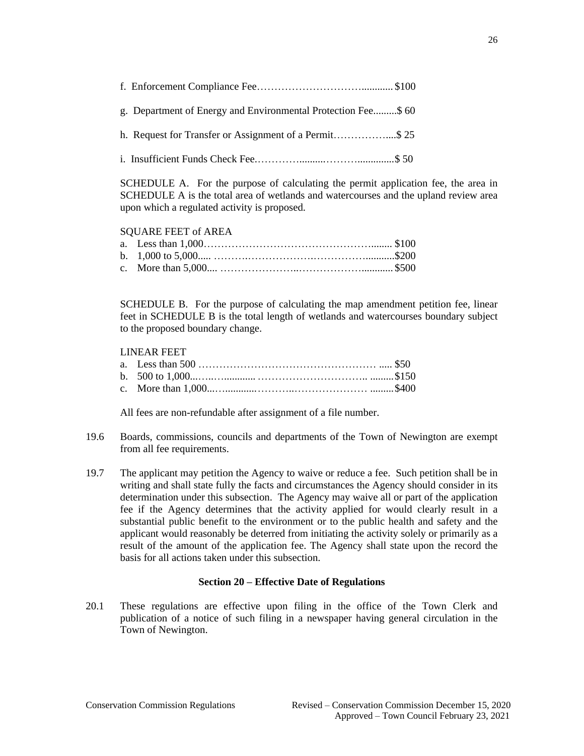f. Enforcement Compliance Fee………………………….............$100

g. Department of Energy and Environmental Protection Fee.........$ 60

h. Request for Transfer or Assignment of a Permit……………....$ 25

i. Insufficient Funds Check Fee………….........……….............$ 50

SCHEDULE A. For the purpose of calculating the permit application fee, the area in SCHEDULE A is the total area of wetlands and watercourses and the upland review area upon which a regulated activity is proposed.

SQUARE FEET of AREA

a. Less than 1,000…………………………………………........ $100
b. 1,000 to 5,000..... ……….………………….…………...........$200
c. More than 5,000.... …………………..……………….............$500

SCHEDULE B. For the purpose of calculating the map amendment petition fee, linear feet in SCHEDULE B is the total length of wetlands and watercourses boundary subject to the proposed boundary change.

LINEAR FEET

a. Less than 500 …………………………………………… ..... $50
b. 500 to 1,000...….….............. ………………………….. .........$150
c. More than 1,000...…...........……….………………… .........$400

All fees are non-refundable after assignment of a file number.

19.6 Boards, commissions, councils and departments of the Town of Newington are exempt from all fee requirements.

19.7 The applicant may petition the Agency to waive or reduce a fee. Such petition shall be in writing and shall state fully the facts and circumstances the Agency should consider in its determination under this subsection. The Agency may waive all or part of the application fee if the Agency determines that the activity applied for would clearly result in a substantial public benefit to the environment or to the public health and safety and the applicant would reasonably be deterred from initiating the activity solely or primarily as a result of the amount of the application fee. The Agency shall state upon the record the basis for all actions taken under this subsection.

## Section 20 – Effective Date of Regulations

20.1 These regulations are effective upon filing in the office of the Town Clerk and publication of a notice of such filing in a newspaper having general circulation in the Town of Newington.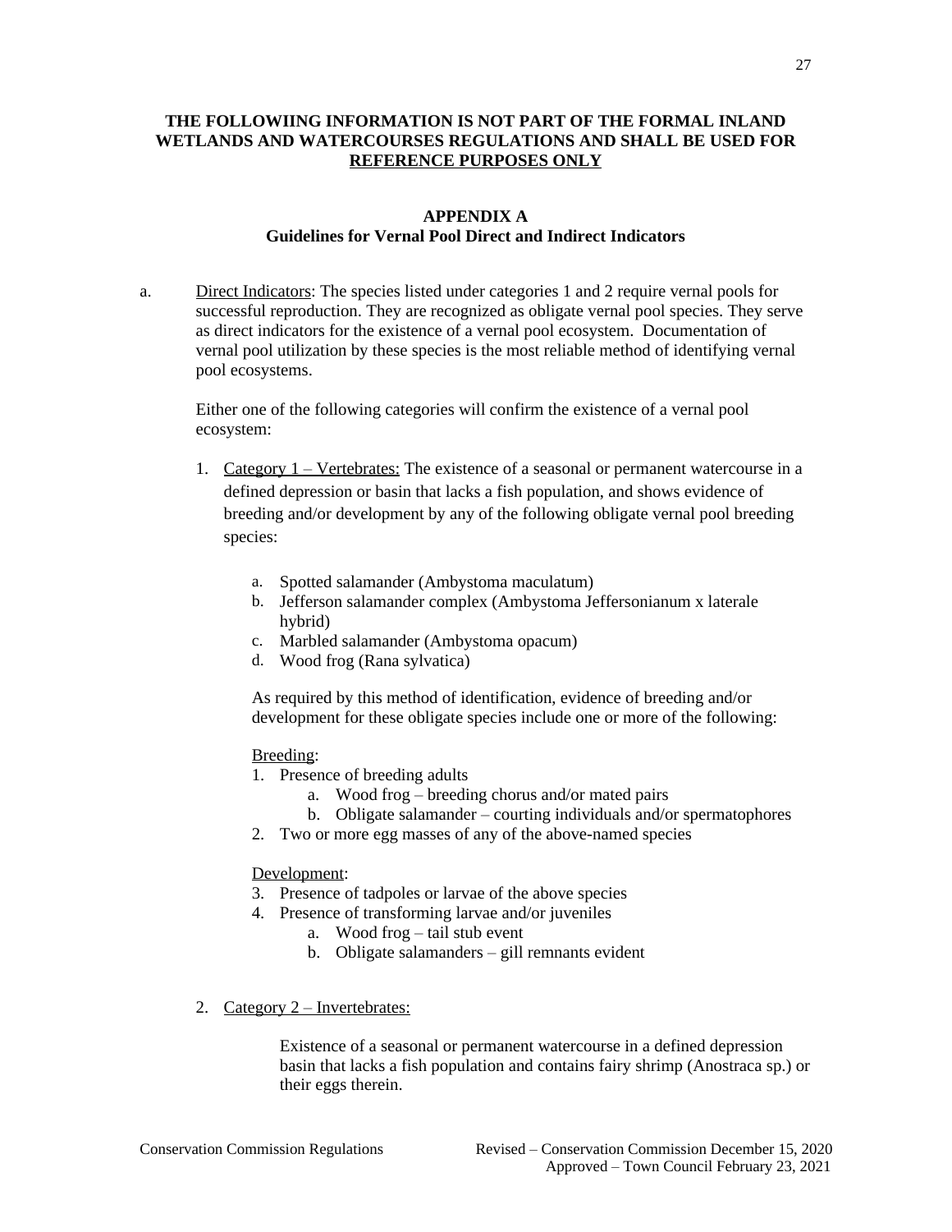**THE FOLLOWIING INFORMATION IS NOT PART OF THE FORMAL INLAND WETLANDS AND WATERCOURSES REGULATIONS AND SHALL BE USED FOR REFERENCE PURPOSES ONLY**

## APPENDIX A
### Guidelines for Vernal Pool Direct and Indirect Indicators

a. Direct Indicators: The species listed under categories 1 and 2 require vernal pools for successful reproduction. They are recognized as obligate vernal pool species. They serve as direct indicators for the existence of a vernal pool ecosystem. Documentation of vernal pool utilization by these species is the most reliable method of identifying vernal pool ecosystems.

Either one of the following categories will confirm the existence of a vernal pool ecosystem:

1. Category 1 – Vertebrates: The existence of a seasonal or permanent watercourse in a defined depression or basin that lacks a fish population, and shows evidence of breeding and/or development by any of the following obligate vernal pool breeding species:

    a. Spotted salamander (Ambystoma maculatum)
    b. Jefferson salamander complex (Ambystoma Jeffersonianum x laterale hybrid)
    c. Marbled salamander (Ambystoma opacum)
    d. Wood frog (Rana sylvatica)

    As required by this method of identification, evidence of breeding and/or development for these obligate species include one or more of the following:

    Breeding:
    1. Presence of breeding adults
        a. Wood frog – breeding chorus and/or mated pairs
        b. Obligate salamander – courting individuals and/or spermatophores
    2. Two or more egg masses of any of the above-named species

    Development:
    3. Presence of tadpoles or larvae of the above species
    4. Presence of transforming larvae and/or juveniles
        a. Wood frog – tail stub event
        b. Obligate salamanders – gill remnants evident

2. Category 2 – Invertebrates:

    Existence of a seasonal or permanent watercourse in a defined depression basin that lacks a fish population and contains fairy shrimp (Anostraca sp.) or their eggs therein.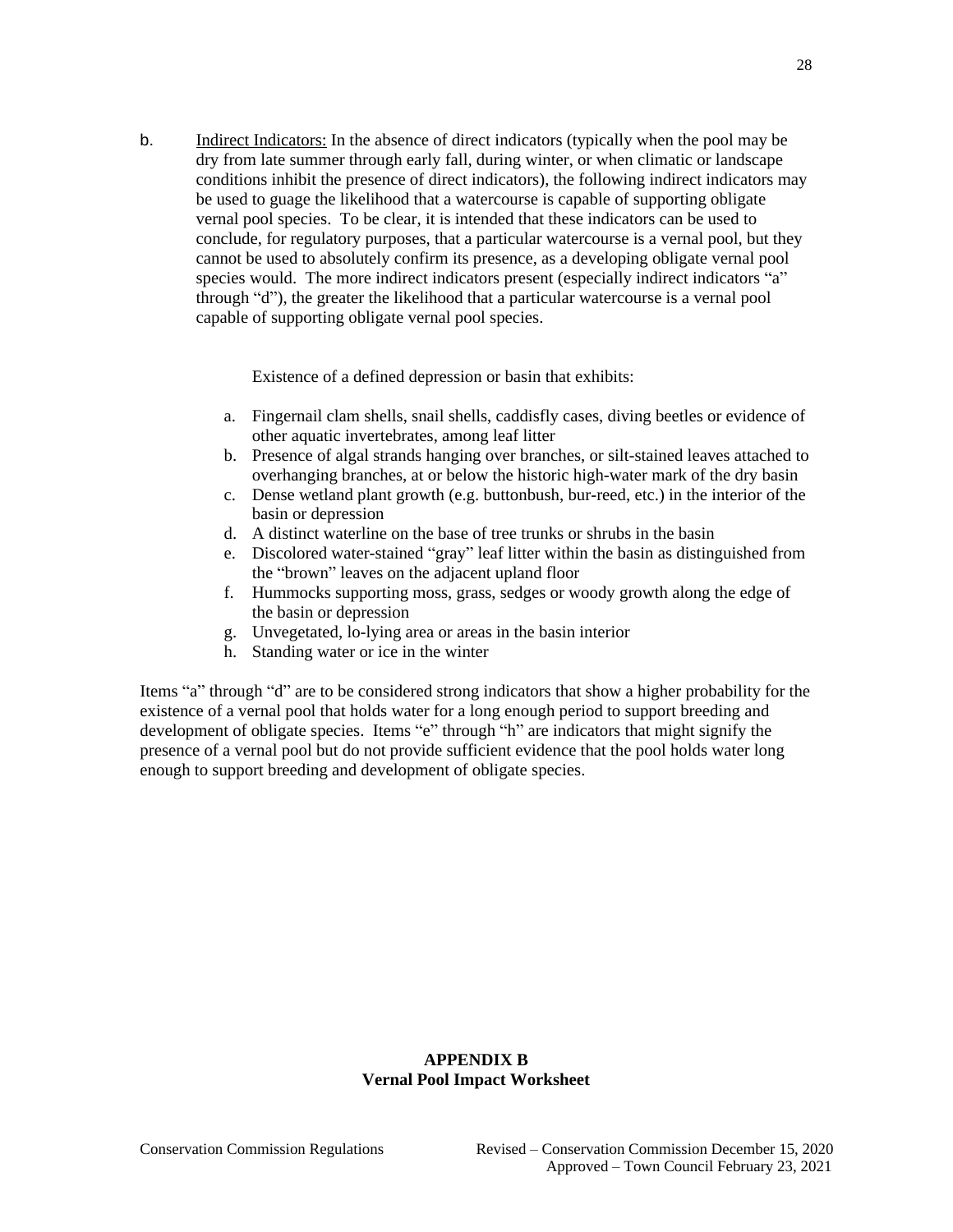b. Indirect Indicators: In the absence of direct indicators (typically when the pool may be dry from late summer through early fall, during winter, or when climatic or landscape conditions inhibit the presence of direct indicators), the following indirect indicators may be used to guage the likelihood that a watercourse is capable of supporting obligate vernal pool species. To be clear, it is intended that these indicators can be used to conclude, for regulatory purposes, that a particular watercourse is a vernal pool, but they cannot be used to absolutely confirm its presence, as a developing obligate vernal pool species would. The more indirect indicators present (especially indirect indicators "a" through "d"), the greater the likelihood that a particular watercourse is a vernal pool capable of supporting obligate vernal pool species.

Existence of a defined depression or basin that exhibits:

a. Fingernail clam shells, snail shells, caddisfly cases, diving beetles or evidence of other aquatic invertebrates, among leaf litter
b. Presence of algal strands hanging over branches, or silt-stained leaves attached to overhanging branches, at or below the historic high-water mark of the dry basin
c. Dense wetland plant growth (e.g. buttonbush, bur-reed, etc.) in the interior of the basin or depression
d. A distinct waterline on the base of tree trunks or shrubs in the basin
e. Discolored water-stained "gray" leaf litter within the basin as distinguished from the "brown" leaves on the adjacent upland floor
f. Hummocks supporting moss, grass, sedges or woody growth along the edge of the basin or depression
g. Unvegetated, lo-lying area or areas in the basin interior
h. Standing water or ice in the winter

Items "a" through "d" are to be considered strong indicators that show a higher probability for the existence of a vernal pool that holds water for a long enough period to support breeding and development of obligate species. Items "e" through "h" are indicators that might signify the presence of a vernal pool but do not provide sufficient evidence that the pool holds water long enough to support breeding and development of obligate species.

## APPENDIX B
## Vernal Pool Impact Worksheet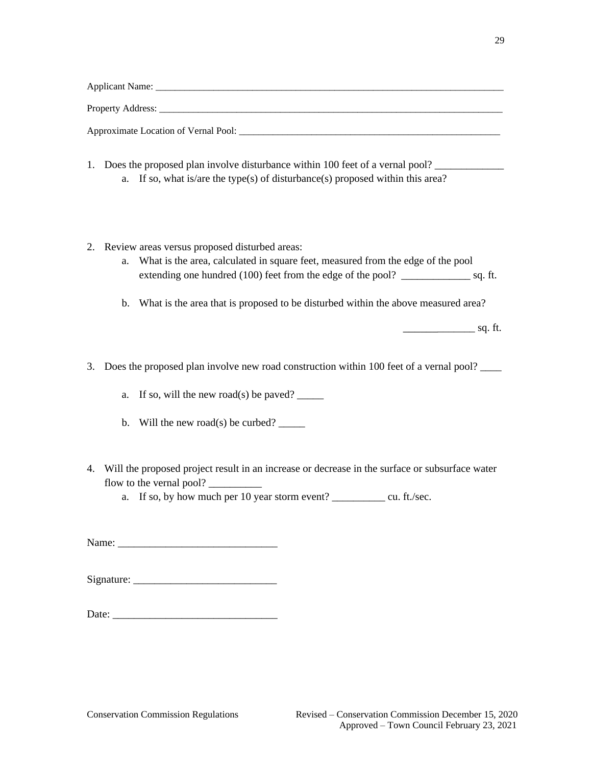Applicant Name: ___________________________________________________________________________

Property Address: __________________________________________________________________________

Approximate Location of Vernal Pool: ________________________________________________________

1. Does the proposed plan involve disturbance within 100 feet of a vernal pool? _____________
   a. If so, what is/are the type(s) of disturbance(s) proposed within this area?

2. Review areas versus proposed disturbed areas:
   a. What is the area, calculated in square feet, measured from the edge of the pool extending one hundred (100) feet from the edge of the pool? _____________ sq. ft.

   b. What is the area that is proposed to be disturbed within the above measured area?

      _____________ sq. ft.

3. Does the proposed plan involve new road construction within 100 feet of a vernal pool? ____

   a. If so, will the new road(s) be paved? _____

   b. Will the new road(s) be curbed? _____

4. Will the proposed project result in an increase or decrease in the surface or subsurface water flow to the vernal pool? __________
   a. If so, by how much per 10 year storm event? __________ cu. ft./sec.

Name: ______________________________

Signature: ___________________________

Date: _______________________________

Conservation Commission Regulations

Revised – Conservation Commission December 15, 2020
Approved – Town Council February 23, 2021